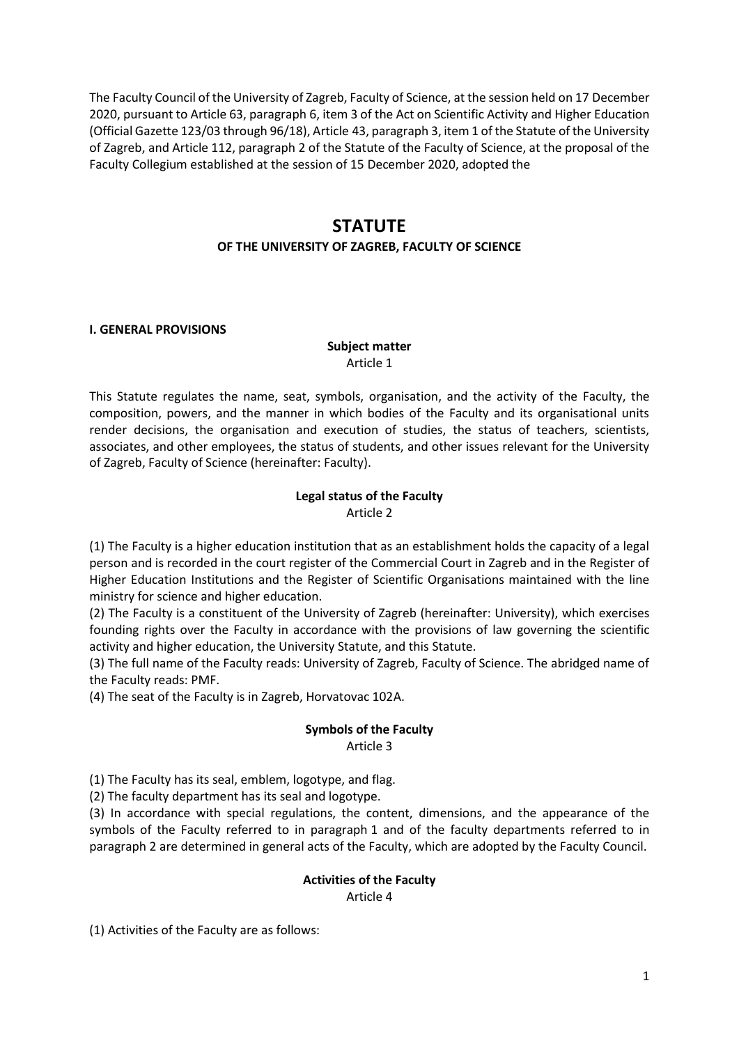The Faculty Council of the University of Zagreb, Faculty of Science, at the session held on 17 December 2020, pursuant to Article 63, paragraph 6, item 3 of the Act on Scientific Activity and Higher Education (Official Gazette 123/03 through 96/18), Article 43, paragraph 3, item 1 of the Statute of the University of Zagreb, and Article 112, paragraph 2 of the Statute of the Faculty of Science, at the proposal of the Faculty Collegium established at the session of 15 December 2020, adopted the

# STATUTE

## OF THE UNIVERSITY OF ZAGREB, FACULTY OF SCIENCE

### I. GENERAL PROVISIONS

**Subject matter**

Article 1

This Statute regulates the name, seat, symbols, organisation, and the activity of the Faculty, the composition, powers, and the manner in which bodies of the Faculty and its organisational units render decisions, the organisation and execution of studies, the status of teachers, scientists, associates, and other employees, the status of students, and other issues relevant for the University of Zagreb, Faculty of Science (hereinafter: Faculty).

**Legal status of the Faculty**

Article 2

(1) The Faculty is a higher education institution that as an establishment holds the capacity of a legal person and is recorded in the court register of the Commercial Court in Zagreb and in the Register of Higher Education Institutions and the Register of Scientific Organisations maintained with the line ministry for science and higher education.

(2) The Faculty is a constituent of the University of Zagreb (hereinafter: University), which exercises founding rights over the Faculty in accordance with the provisions of law governing the scientific activity and higher education, the University Statute, and this Statute.

(3) The full name of the Faculty reads: University of Zagreb, Faculty of Science. The abridged name of the Faculty reads: PMF.

(4) The seat of the Faculty is in Zagreb, Horvatovac 102A.

**Symbols of the Faculty**

Article 3

(1) The Faculty has its seal, emblem, logotype, and flag.

(2) The faculty department has its seal and logotype.

(3) In accordance with special regulations, the content, dimensions, and the appearance of the symbols of the Faculty referred to in paragraph 1 and of the faculty departments referred to in paragraph 2 are determined in general acts of the Faculty, which are adopted by the Faculty Council.

**Activities of the Faculty**

Article 4

(1) Activities of the Faculty are as follows: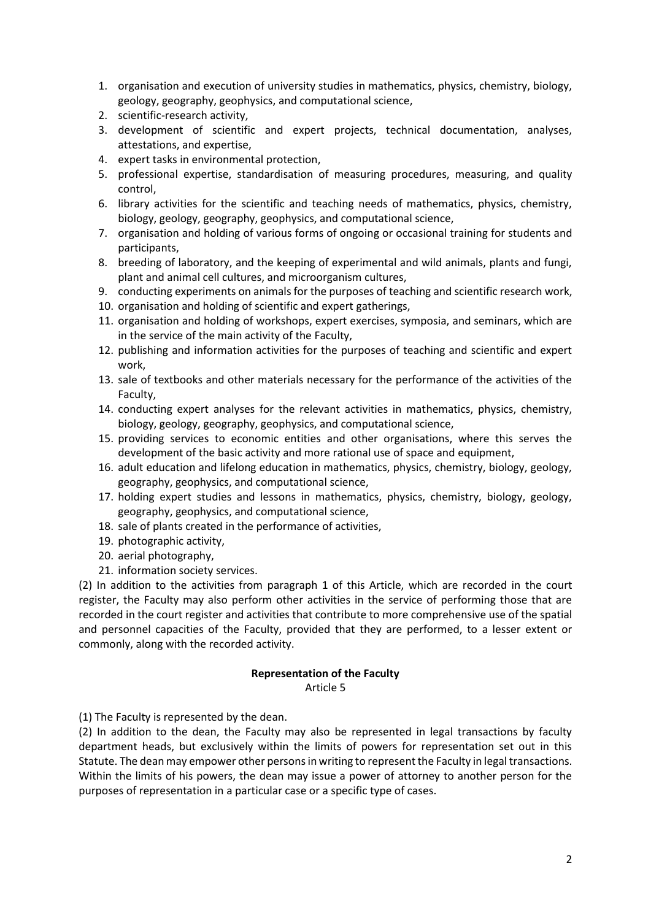1. organisation and execution of university studies in mathematics, physics, chemistry, biology, geology, geography, geophysics, and computational science,
2. scientific-research activity,
3. development of scientific and expert projects, technical documentation, analyses, attestations, and expertise,
4. expert tasks in environmental protection,
5. professional expertise, standardisation of measuring procedures, measuring, and quality control,
6. library activities for the scientific and teaching needs of mathematics, physics, chemistry, biology, geology, geography, geophysics, and computational science,
7. organisation and holding of various forms of ongoing or occasional training for students and participants,
8. breeding of laboratory, and the keeping of experimental and wild animals, plants and fungi, plant and animal cell cultures, and microorganism cultures,
9. conducting experiments on animals for the purposes of teaching and scientific research work,
10. organisation and holding of scientific and expert gatherings,
11. organisation and holding of workshops, expert exercises, symposia, and seminars, which are in the service of the main activity of the Faculty,
12. publishing and information activities for the purposes of teaching and scientific and expert work,
13. sale of textbooks and other materials necessary for the performance of the activities of the Faculty,
14. conducting expert analyses for the relevant activities in mathematics, physics, chemistry, biology, geology, geography, geophysics, and computational science,
15. providing services to economic entities and other organisations, where this serves the development of the basic activity and more rational use of space and equipment,
16. adult education and lifelong education in mathematics, physics, chemistry, biology, geology, geography, geophysics, and computational science,
17. holding expert studies and lessons in mathematics, physics, chemistry, biology, geology, geography, geophysics, and computational science,
18. sale of plants created in the performance of activities,
19. photographic activity,
20. aerial photography,
21. information society services.

(2) In addition to the activities from paragraph 1 of this Article, which are recorded in the court register, the Faculty may also perform other activities in the service of performing those that are recorded in the court register and activities that contribute to more comprehensive use of the spatial and personnel capacities of the Faculty, provided that they are performed, to a lesser extent or commonly, along with the recorded activity.

**Representation of the Faculty**

Article 5

(1) The Faculty is represented by the dean.

(2) In addition to the dean, the Faculty may also be represented in legal transactions by faculty department heads, but exclusively within the limits of powers for representation set out in this Statute. The dean may empower other persons in writing to represent the Faculty in legal transactions. Within the limits of his powers, the dean may issue a power of attorney to another person for the purposes of representation in a particular case or a specific type of cases.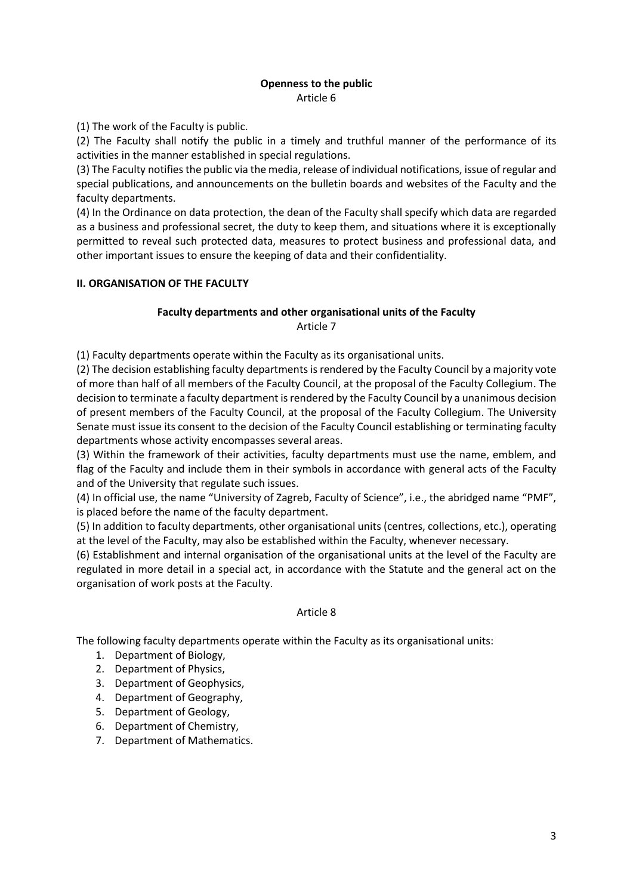**Openness to the public**
Article 6

(1) The work of the Faculty is public.
(2) The Faculty shall notify the public in a timely and truthful manner of the performance of its activities in the manner established in special regulations.
(3) The Faculty notifies the public via the media, release of individual notifications, issue of regular and special publications, and announcements on the bulletin boards and websites of the Faculty and the faculty departments.
(4) In the Ordinance on data protection, the dean of the Faculty shall specify which data are regarded as a business and professional secret, the duty to keep them, and situations where it is exceptionally permitted to reveal such protected data, measures to protect business and professional data, and other important issues to ensure the keeping of data and their confidentiality.

## II. ORGANISATION OF THE FACULTY

**Faculty departments and other organisational units of the Faculty**
Article 7

(1) Faculty departments operate within the Faculty as its organisational units.
(2) The decision establishing faculty departments is rendered by the Faculty Council by a majority vote of more than half of all members of the Faculty Council, at the proposal of the Faculty Collegium. The decision to terminate a faculty department is rendered by the Faculty Council by a unanimous decision of present members of the Faculty Council, at the proposal of the Faculty Collegium. The University Senate must issue its consent to the decision of the Faculty Council establishing or terminating faculty departments whose activity encompasses several areas.
(3) Within the framework of their activities, faculty departments must use the name, emblem, and flag of the Faculty and include them in their symbols in accordance with general acts of the Faculty and of the University that regulate such issues.
(4) In official use, the name "University of Zagreb, Faculty of Science", i.e., the abridged name "PMF", is placed before the name of the faculty department.
(5) In addition to faculty departments, other organisational units (centres, collections, etc.), operating at the level of the Faculty, may also be established within the Faculty, whenever necessary.
(6) Establishment and internal organisation of the organisational units at the level of the Faculty are regulated in more detail in a special act, in accordance with the Statute and the general act on the organisation of work posts at the Faculty.

Article 8

The following faculty departments operate within the Faculty as its organisational units:

1. Department of Biology,
2. Department of Physics,
3. Department of Geophysics,
4. Department of Geography,
5. Department of Geology,
6. Department of Chemistry,
7. Department of Mathematics.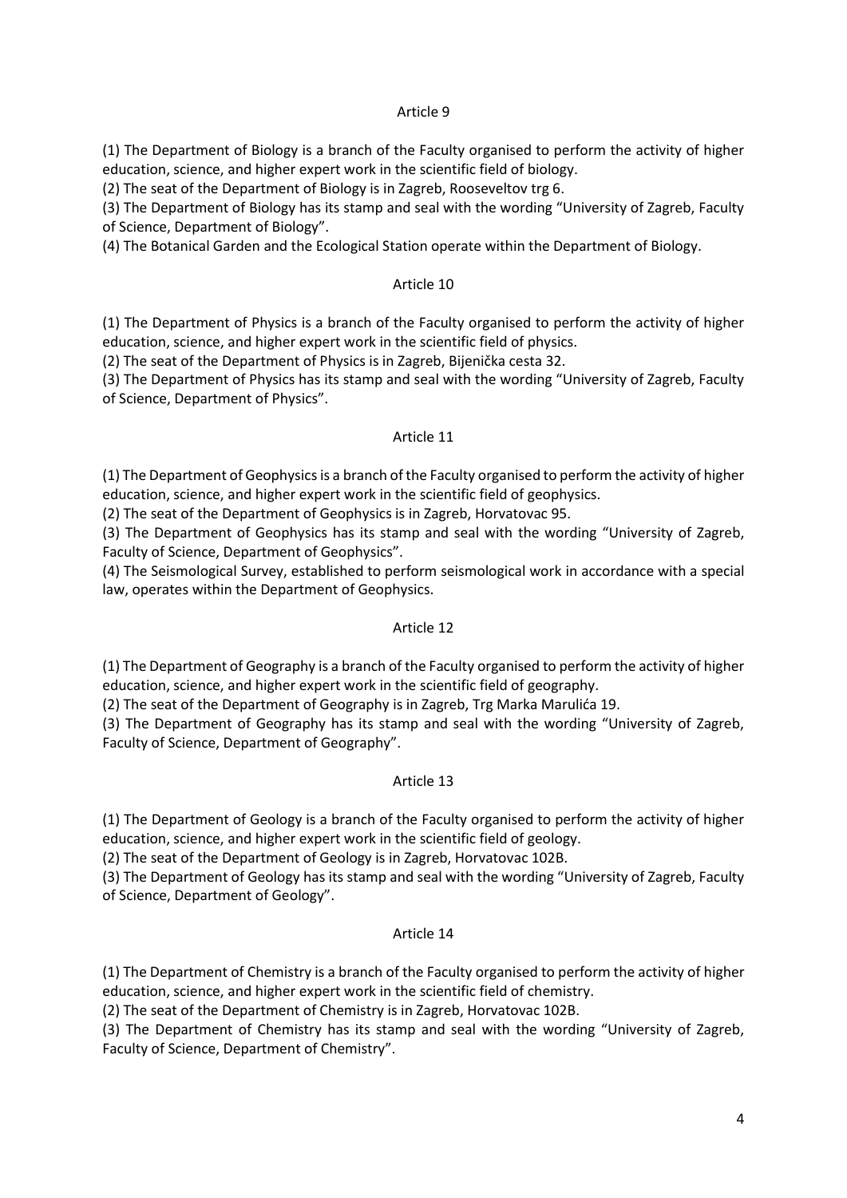Article 9

(1) The Department of Biology is a branch of the Faculty organised to perform the activity of higher education, science, and higher expert work in the scientific field of biology.

(2) The seat of the Department of Biology is in Zagreb, Rooseveltov trg 6.

(3) The Department of Biology has its stamp and seal with the wording "University of Zagreb, Faculty of Science, Department of Biology".

(4) The Botanical Garden and the Ecological Station operate within the Department of Biology.

Article 10

(1) The Department of Physics is a branch of the Faculty organised to perform the activity of higher education, science, and higher expert work in the scientific field of physics.

(2) The seat of the Department of Physics is in Zagreb, Bijenička cesta 32.

(3) The Department of Physics has its stamp and seal with the wording "University of Zagreb, Faculty of Science, Department of Physics".

Article 11

(1) The Department of Geophysics is a branch of the Faculty organised to perform the activity of higher education, science, and higher expert work in the scientific field of geophysics.

(2) The seat of the Department of Geophysics is in Zagreb, Horvatovac 95.

(3) The Department of Geophysics has its stamp and seal with the wording "University of Zagreb, Faculty of Science, Department of Geophysics".

(4) The Seismological Survey, established to perform seismological work in accordance with a special law, operates within the Department of Geophysics.

Article 12

(1) The Department of Geography is a branch of the Faculty organised to perform the activity of higher education, science, and higher expert work in the scientific field of geography.

(2) The seat of the Department of Geography is in Zagreb, Trg Marka Marulića 19.

(3) The Department of Geography has its stamp and seal with the wording "University of Zagreb, Faculty of Science, Department of Geography".

Article 13

(1) The Department of Geology is a branch of the Faculty organised to perform the activity of higher education, science, and higher expert work in the scientific field of geology.

(2) The seat of the Department of Geology is in Zagreb, Horvatovac 102B.

(3) The Department of Geology has its stamp and seal with the wording "University of Zagreb, Faculty of Science, Department of Geology".

Article 14

(1) The Department of Chemistry is a branch of the Faculty organised to perform the activity of higher education, science, and higher expert work in the scientific field of chemistry.

(2) The seat of the Department of Chemistry is in Zagreb, Horvatovac 102B.

(3) The Department of Chemistry has its stamp and seal with the wording "University of Zagreb, Faculty of Science, Department of Chemistry".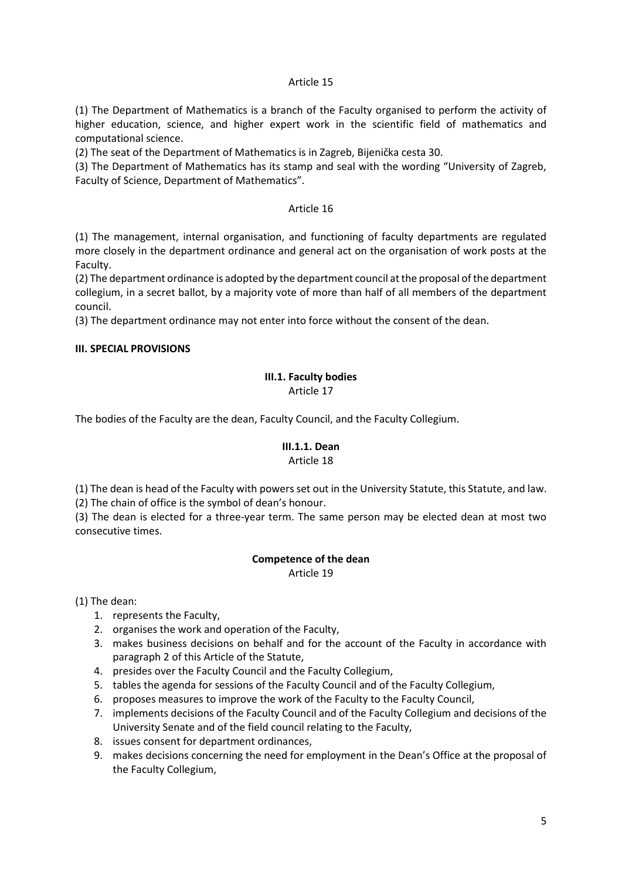Article 15

(1) The Department of Mathematics is a branch of the Faculty organised to perform the activity of higher education, science, and higher expert work in the scientific field of mathematics and computational science.

(2) The seat of the Department of Mathematics is in Zagreb, Bijenička cesta 30.

(3) The Department of Mathematics has its stamp and seal with the wording "University of Zagreb, Faculty of Science, Department of Mathematics".

Article 16

(1) The management, internal organisation, and functioning of faculty departments are regulated more closely in the department ordinance and general act on the organisation of work posts at the Faculty.

(2) The department ordinance is adopted by the department council at the proposal of the department collegium, in a secret ballot, by a majority vote of more than half of all members of the department council.

(3) The department ordinance may not enter into force without the consent of the dean.

## III. SPECIAL PROVISIONS

### III.1. Faculty bodies

Article 17

The bodies of the Faculty are the dean, Faculty Council, and the Faculty Collegium.

#### III.1.1. Dean

Article 18

(1) The dean is head of the Faculty with powers set out in the University Statute, this Statute, and law.

(2) The chain of office is the symbol of dean's honour.

(3) The dean is elected for a three-year term. The same person may be elected dean at most two consecutive times.

**Competence of the dean**

Article 19

(1) The dean:

1. represents the Faculty,
2. organises the work and operation of the Faculty,
3. makes business decisions on behalf and for the account of the Faculty in accordance with paragraph 2 of this Article of the Statute,
4. presides over the Faculty Council and the Faculty Collegium,
5. tables the agenda for sessions of the Faculty Council and of the Faculty Collegium,
6. proposes measures to improve the work of the Faculty to the Faculty Council,
7. implements decisions of the Faculty Council and of the Faculty Collegium and decisions of the University Senate and of the field council relating to the Faculty,
8. issues consent for department ordinances,
9. makes decisions concerning the need for employment in the Dean's Office at the proposal of the Faculty Collegium,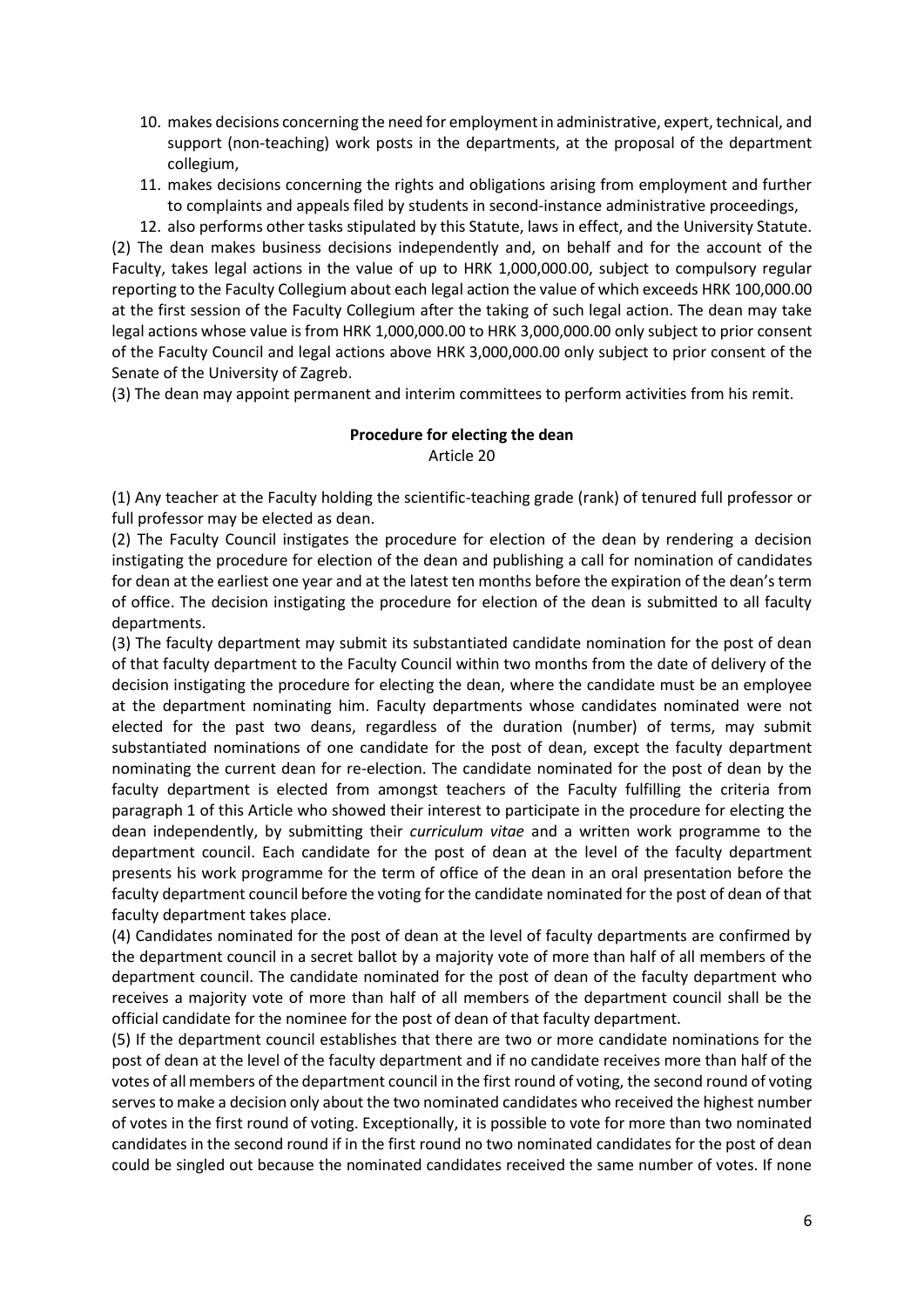10. makes decisions concerning the need for employment in administrative, expert, technical, and support (non-teaching) work posts in the departments, at the proposal of the department collegium,
11. makes decisions concerning the rights and obligations arising from employment and further to complaints and appeals filed by students in second-instance administrative proceedings,
12. also performs other tasks stipulated by this Statute, laws in effect, and the University Statute.

(2) The dean makes business decisions independently and, on behalf and for the account of the Faculty, takes legal actions in the value of up to HRK 1,000,000.00, subject to compulsory regular reporting to the Faculty Collegium about each legal action the value of which exceeds HRK 100,000.00 at the first session of the Faculty Collegium after the taking of such legal action. The dean may take legal actions whose value is from HRK 1,000,000.00 to HRK 3,000,000.00 only subject to prior consent of the Faculty Council and legal actions above HRK 3,000,000.00 only subject to prior consent of the Senate of the University of Zagreb.

(3) The dean may appoint permanent and interim committees to perform activities from his remit.

**Procedure for electing the dean**

Article 20

(1) Any teacher at the Faculty holding the scientific-teaching grade (rank) of tenured full professor or full professor may be elected as dean.

(2) The Faculty Council instigates the procedure for election of the dean by rendering a decision instigating the procedure for election of the dean and publishing a call for nomination of candidates for dean at the earliest one year and at the latest ten months before the expiration of the dean's term of office. The decision instigating the procedure for election of the dean is submitted to all faculty departments.

(3) The faculty department may submit its substantiated candidate nomination for the post of dean of that faculty department to the Faculty Council within two months from the date of delivery of the decision instigating the procedure for electing the dean, where the candidate must be an employee at the department nominating him. Faculty departments whose candidates nominated were not elected for the past two deans, regardless of the duration (number) of terms, may submit substantiated nominations of one candidate for the post of dean, except the faculty department nominating the current dean for re-election. The candidate nominated for the post of dean by the faculty department is elected from amongst teachers of the Faculty fulfilling the criteria from paragraph 1 of this Article who showed their interest to participate in the procedure for electing the dean independently, by submitting their *curriculum vitae* and a written work programme to the department council. Each candidate for the post of dean at the level of the faculty department presents his work programme for the term of office of the dean in an oral presentation before the faculty department council before the voting for the candidate nominated for the post of dean of that faculty department takes place.

(4) Candidates nominated for the post of dean at the level of faculty departments are confirmed by the department council in a secret ballot by a majority vote of more than half of all members of the department council. The candidate nominated for the post of dean of the faculty department who receives a majority vote of more than half of all members of the department council shall be the official candidate for the nominee for the post of dean of that faculty department.

(5) If the department council establishes that there are two or more candidate nominations for the post of dean at the level of the faculty department and if no candidate receives more than half of the votes of all members of the department council in the first round of voting, the second round of voting serves to make a decision only about the two nominated candidates who received the highest number of votes in the first round of voting. Exceptionally, it is possible to vote for more than two nominated candidates in the second round if in the first round no two nominated candidates for the post of dean could be singled out because the nominated candidates received the same number of votes. If none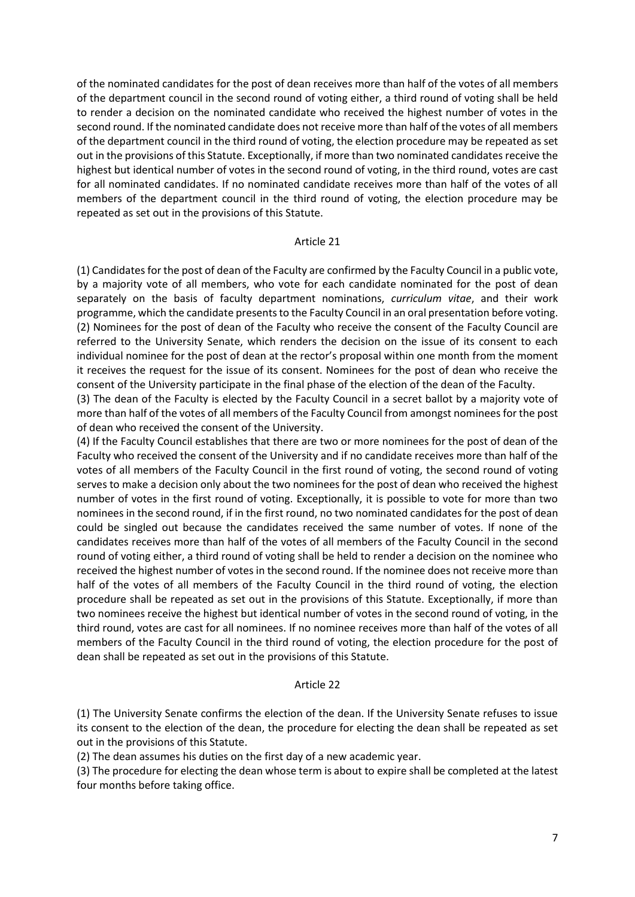of the nominated candidates for the post of dean receives more than half of the votes of all members of the department council in the second round of voting either, a third round of voting shall be held to render a decision on the nominated candidate who received the highest number of votes in the second round. If the nominated candidate does not receive more than half of the votes of all members of the department council in the third round of voting, the election procedure may be repeated as set out in the provisions of this Statute. Exceptionally, if more than two nominated candidates receive the highest but identical number of votes in the second round of voting, in the third round, votes are cast for all nominated candidates. If no nominated candidate receives more than half of the votes of all members of the department council in the third round of voting, the election procedure may be repeated as set out in the provisions of this Statute.

Article 21

(1) Candidates for the post of dean of the Faculty are confirmed by the Faculty Council in a public vote, by a majority vote of all members, who vote for each candidate nominated for the post of dean separately on the basis of faculty department nominations, *curriculum vitae*, and their work programme, which the candidate presents to the Faculty Council in an oral presentation before voting.
(2) Nominees for the post of dean of the Faculty who receive the consent of the Faculty Council are referred to the University Senate, which renders the decision on the issue of its consent to each individual nominee for the post of dean at the rector's proposal within one month from the moment it receives the request for the issue of its consent. Nominees for the post of dean who receive the consent of the University participate in the final phase of the election of the dean of the Faculty.
(3) The dean of the Faculty is elected by the Faculty Council in a secret ballot by a majority vote of more than half of the votes of all members of the Faculty Council from amongst nominees for the post of dean who received the consent of the University.
(4) If the Faculty Council establishes that there are two or more nominees for the post of dean of the Faculty who received the consent of the University and if no candidate receives more than half of the votes of all members of the Faculty Council in the first round of voting, the second round of voting serves to make a decision only about the two nominees for the post of dean who received the highest number of votes in the first round of voting. Exceptionally, it is possible to vote for more than two nominees in the second round, if in the first round, no two nominated candidates for the post of dean could be singled out because the candidates received the same number of votes. If none of the candidates receives more than half of the votes of all members of the Faculty Council in the second round of voting either, a third round of voting shall be held to render a decision on the nominee who received the highest number of votes in the second round. If the nominee does not receive more than half of the votes of all members of the Faculty Council in the third round of voting, the election procedure shall be repeated as set out in the provisions of this Statute. Exceptionally, if more than two nominees receive the highest but identical number of votes in the second round of voting, in the third round, votes are cast for all nominees. If no nominee receives more than half of the votes of all members of the Faculty Council in the third round of voting, the election procedure for the post of dean shall be repeated as set out in the provisions of this Statute.

Article 22

(1) The University Senate confirms the election of the dean. If the University Senate refuses to issue its consent to the election of the dean, the procedure for electing the dean shall be repeated as set out in the provisions of this Statute.
(2) The dean assumes his duties on the first day of a new academic year.
(3) The procedure for electing the dean whose term is about to expire shall be completed at the latest four months before taking office.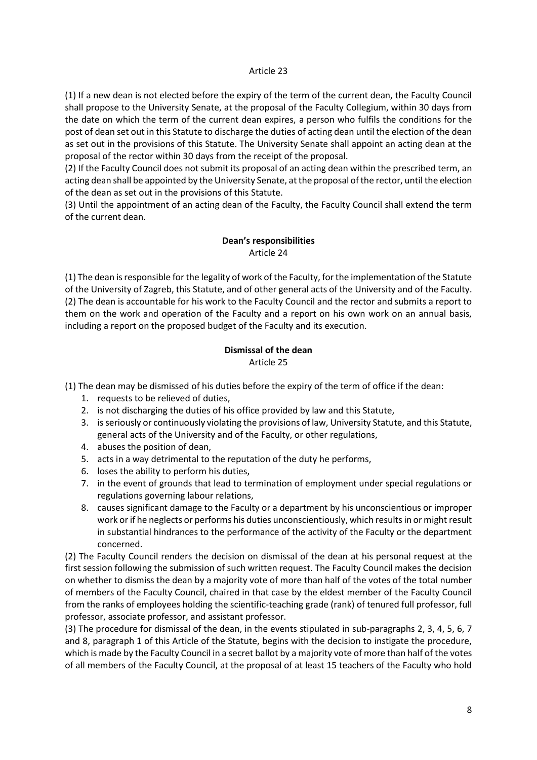Article 23

(1) If a new dean is not elected before the expiry of the term of the current dean, the Faculty Council shall propose to the University Senate, at the proposal of the Faculty Collegium, within 30 days from the date on which the term of the current dean expires, a person who fulfils the conditions for the post of dean set out in this Statute to discharge the duties of acting dean until the election of the dean as set out in the provisions of this Statute. The University Senate shall appoint an acting dean at the proposal of the rector within 30 days from the receipt of the proposal.
(2) If the Faculty Council does not submit its proposal of an acting dean within the prescribed term, an acting dean shall be appointed by the University Senate, at the proposal of the rector, until the election of the dean as set out in the provisions of this Statute.
(3) Until the appointment of an acting dean of the Faculty, the Faculty Council shall extend the term of the current dean.

**Dean's responsibilities**

Article 24

(1) The dean is responsible for the legality of work of the Faculty, for the implementation of the Statute of the University of Zagreb, this Statute, and of other general acts of the University and of the Faculty.
(2) The dean is accountable for his work to the Faculty Council and the rector and submits a report to them on the work and operation of the Faculty and a report on his own work on an annual basis, including a report on the proposed budget of the Faculty and its execution.

**Dismissal of the dean**

Article 25

(1) The dean may be dismissed of his duties before the expiry of the term of office if the dean:

1. requests to be relieved of duties,
2. is not discharging the duties of his office provided by law and this Statute,
3. is seriously or continuously violating the provisions of law, University Statute, and this Statute, general acts of the University and of the Faculty, or other regulations,
4. abuses the position of dean,
5. acts in a way detrimental to the reputation of the duty he performs,
6. loses the ability to perform his duties,
7. in the event of grounds that lead to termination of employment under special regulations or regulations governing labour relations,
8. causes significant damage to the Faculty or a department by his unconscientious or improper work or if he neglects or performs his duties unconscientiously, which results in or might result in substantial hindrances to the performance of the activity of the Faculty or the department concerned.

(2) The Faculty Council renders the decision on dismissal of the dean at his personal request at the first session following the submission of such written request. The Faculty Council makes the decision on whether to dismiss the dean by a majority vote of more than half of the votes of the total number of members of the Faculty Council, chaired in that case by the eldest member of the Faculty Council from the ranks of employees holding the scientific-teaching grade (rank) of tenured full professor, full professor, associate professor, and assistant professor.
(3) The procedure for dismissal of the dean, in the events stipulated in sub-paragraphs 2, 3, 4, 5, 6, 7 and 8, paragraph 1 of this Article of the Statute, begins with the decision to instigate the procedure, which is made by the Faculty Council in a secret ballot by a majority vote of more than half of the votes of all members of the Faculty Council, at the proposal of at least 15 teachers of the Faculty who hold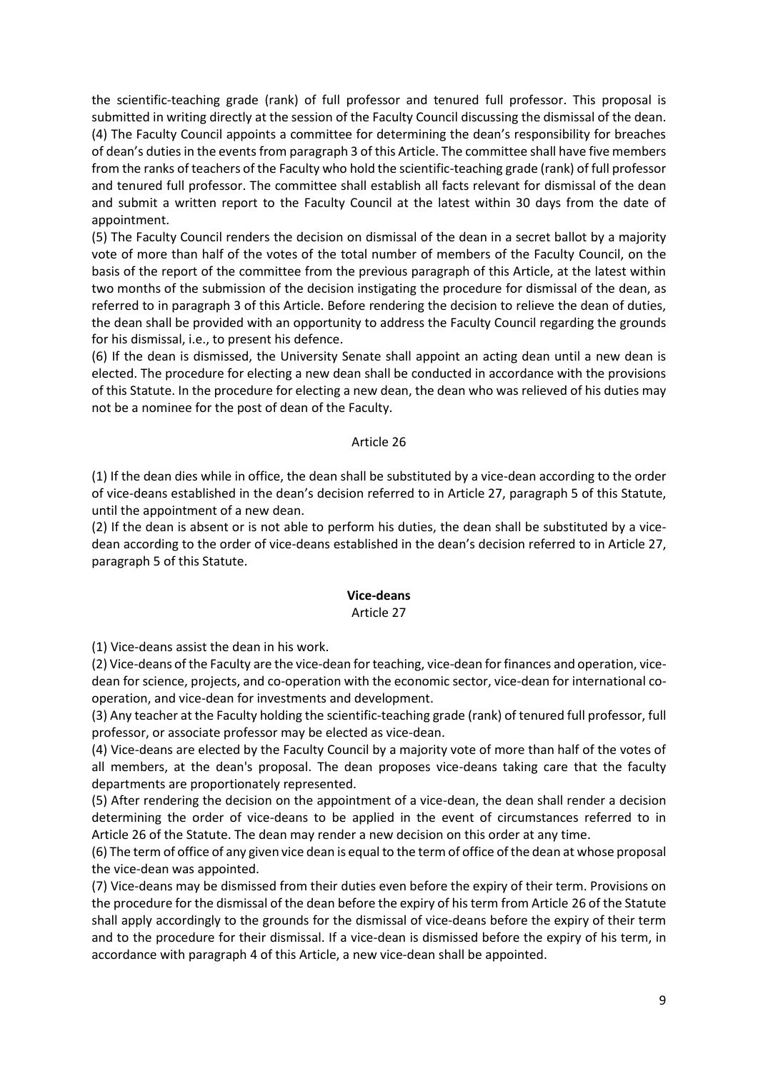the scientific-teaching grade (rank) of full professor and tenured full professor. This proposal is submitted in writing directly at the session of the Faculty Council discussing the dismissal of the dean.
(4) The Faculty Council appoints a committee for determining the dean's responsibility for breaches of dean's duties in the events from paragraph 3 of this Article. The committee shall have five members from the ranks of teachers of the Faculty who hold the scientific-teaching grade (rank) of full professor and tenured full professor. The committee shall establish all facts relevant for dismissal of the dean and submit a written report to the Faculty Council at the latest within 30 days from the date of appointment.
(5) The Faculty Council renders the decision on dismissal of the dean in a secret ballot by a majority vote of more than half of the votes of the total number of members of the Faculty Council, on the basis of the report of the committee from the previous paragraph of this Article, at the latest within two months of the submission of the decision instigating the procedure for dismissal of the dean, as referred to in paragraph 3 of this Article. Before rendering the decision to relieve the dean of duties, the dean shall be provided with an opportunity to address the Faculty Council regarding the grounds for his dismissal, i.e., to present his defence.
(6) If the dean is dismissed, the University Senate shall appoint an acting dean until a new dean is elected. The procedure for electing a new dean shall be conducted in accordance with the provisions of this Statute. In the procedure for electing a new dean, the dean who was relieved of his duties may not be a nominee for the post of dean of the Faculty.

Article 26

(1) If the dean dies while in office, the dean shall be substituted by a vice-dean according to the order of vice-deans established in the dean's decision referred to in Article 27, paragraph 5 of this Statute, until the appointment of a new dean.
(2) If the dean is absent or is not able to perform his duties, the dean shall be substituted by a vice-dean according to the order of vice-deans established in the dean's decision referred to in Article 27, paragraph 5 of this Statute.

**Vice-deans**

Article 27

(1) Vice-deans assist the dean in his work.
(2) Vice-deans of the Faculty are the vice-dean for teaching, vice-dean for finances and operation, vice-dean for science, projects, and co-operation with the economic sector, vice-dean for international co-operation, and vice-dean for investments and development.
(3) Any teacher at the Faculty holding the scientific-teaching grade (rank) of tenured full professor, full professor, or associate professor may be elected as vice-dean.
(4) Vice-deans are elected by the Faculty Council by a majority vote of more than half of the votes of all members, at the dean's proposal. The dean proposes vice-deans taking care that the faculty departments are proportionately represented.
(5) After rendering the decision on the appointment of a vice-dean, the dean shall render a decision determining the order of vice-deans to be applied in the event of circumstances referred to in Article 26 of the Statute. The dean may render a new decision on this order at any time.
(6) The term of office of any given vice dean is equal to the term of office of the dean at whose proposal the vice-dean was appointed.
(7) Vice-deans may be dismissed from their duties even before the expiry of their term. Provisions on the procedure for the dismissal of the dean before the expiry of his term from Article 26 of the Statute shall apply accordingly to the grounds for the dismissal of vice-deans before the expiry of their term and to the procedure for their dismissal. If a vice-dean is dismissed before the expiry of his term, in accordance with paragraph 4 of this Article, a new vice-dean shall be appointed.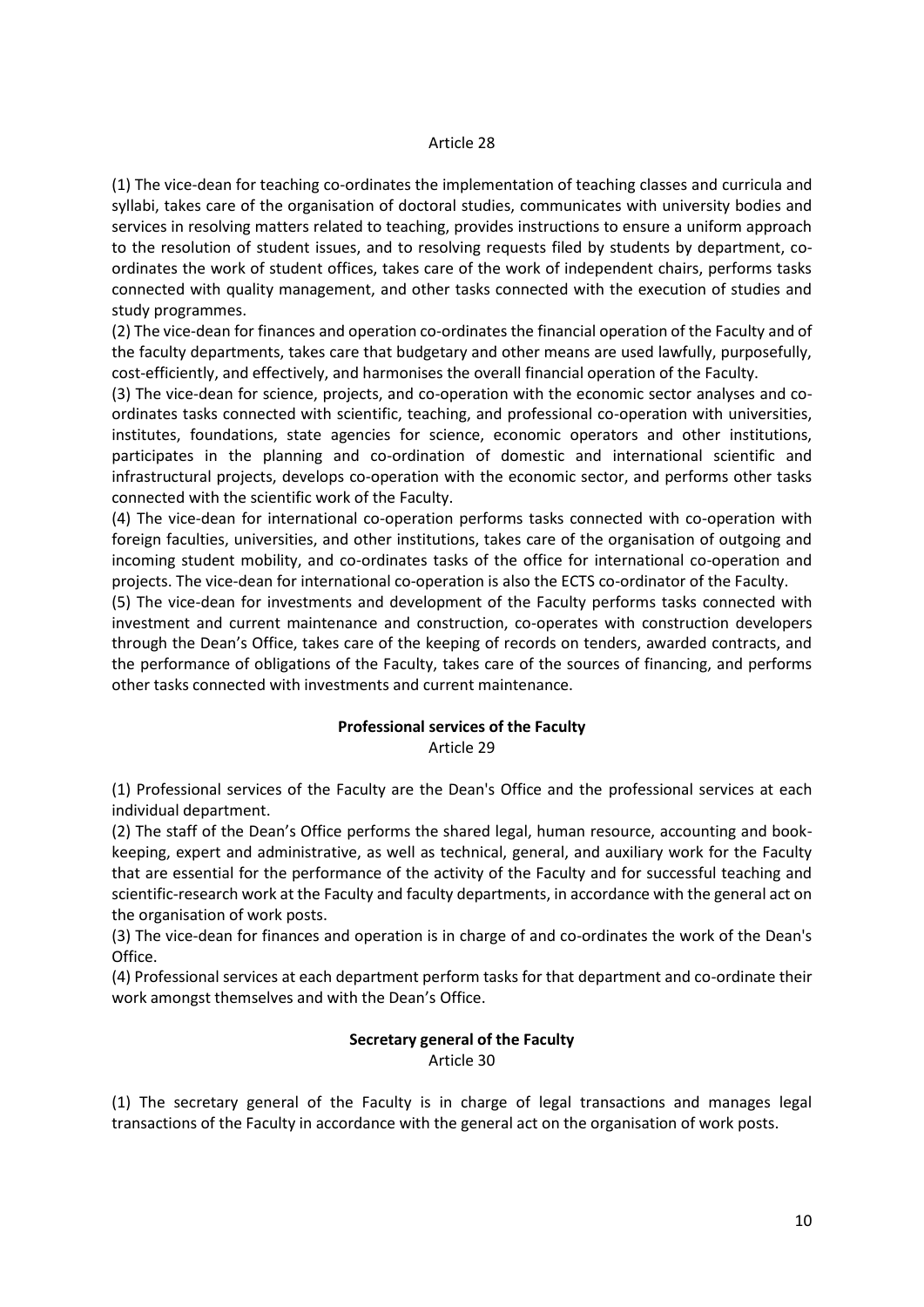Article 28

(1) The vice-dean for teaching co-ordinates the implementation of teaching classes and curricula and syllabi, takes care of the organisation of doctoral studies, communicates with university bodies and services in resolving matters related to teaching, provides instructions to ensure a uniform approach to the resolution of student issues, and to resolving requests filed by students by department, co-ordinates the work of student offices, takes care of the work of independent chairs, performs tasks connected with quality management, and other tasks connected with the execution of studies and study programmes.

(2) The vice-dean for finances and operation co-ordinates the financial operation of the Faculty and of the faculty departments, takes care that budgetary and other means are used lawfully, purposefully, cost-efficiently, and effectively, and harmonises the overall financial operation of the Faculty.

(3) The vice-dean for science, projects, and co-operation with the economic sector analyses and co-ordinates tasks connected with scientific, teaching, and professional co-operation with universities, institutes, foundations, state agencies for science, economic operators and other institutions, participates in the planning and co-ordination of domestic and international scientific and infrastructural projects, develops co-operation with the economic sector, and performs other tasks connected with the scientific work of the Faculty.

(4) The vice-dean for international co-operation performs tasks connected with co-operation with foreign faculties, universities, and other institutions, takes care of the organisation of outgoing and incoming student mobility, and co-ordinates tasks of the office for international co-operation and projects. The vice-dean for international co-operation is also the ECTS co-ordinator of the Faculty.

(5) The vice-dean for investments and development of the Faculty performs tasks connected with investment and current maintenance and construction, co-operates with construction developers through the Dean's Office, takes care of the keeping of records on tenders, awarded contracts, and the performance of obligations of the Faculty, takes care of the sources of financing, and performs other tasks connected with investments and current maintenance.

**Professional services of the Faculty**

Article 29

(1) Professional services of the Faculty are the Dean's Office and the professional services at each individual department.

(2) The staff of the Dean's Office performs the shared legal, human resource, accounting and book-keeping, expert and administrative, as well as technical, general, and auxiliary work for the Faculty that are essential for the performance of the activity of the Faculty and for successful teaching and scientific-research work at the Faculty and faculty departments, in accordance with the general act on the organisation of work posts.

(3) The vice-dean for finances and operation is in charge of and co-ordinates the work of the Dean's Office.

(4) Professional services at each department perform tasks for that department and co-ordinate their work amongst themselves and with the Dean's Office.

**Secretary general of the Faculty**

Article 30

(1) The secretary general of the Faculty is in charge of legal transactions and manages legal transactions of the Faculty in accordance with the general act on the organisation of work posts.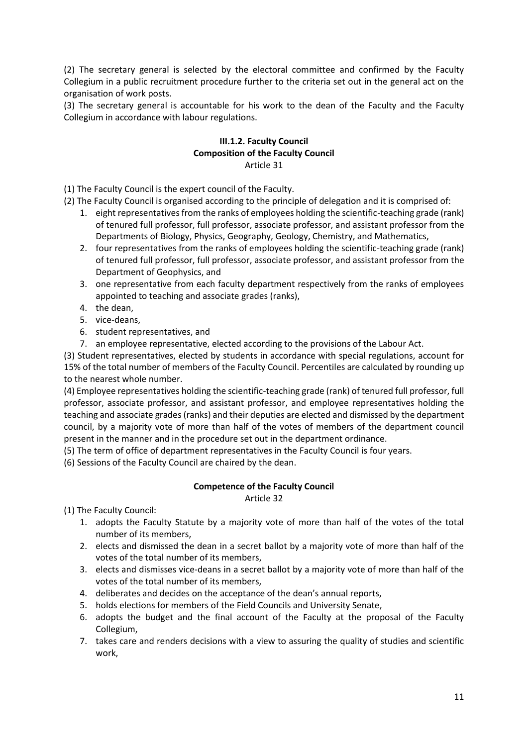(2) The secretary general is selected by the electoral committee and confirmed by the Faculty Collegium in a public recruitment procedure further to the criteria set out in the general act on the organisation of work posts.

(3) The secretary general is accountable for his work to the dean of the Faculty and the Faculty Collegium in accordance with labour regulations.

### III.1.2. Faculty Council

### Composition of the Faculty Council

Article 31

(1) The Faculty Council is the expert council of the Faculty.

(2) The Faculty Council is organised according to the principle of delegation and it is comprised of:

1. eight representatives from the ranks of employees holding the scientific-teaching grade (rank) of tenured full professor, full professor, associate professor, and assistant professor from the Departments of Biology, Physics, Geography, Geology, Chemistry, and Mathematics,
2. four representatives from the ranks of employees holding the scientific-teaching grade (rank) of tenured full professor, full professor, associate professor, and assistant professor from the Department of Geophysics, and
3. one representative from each faculty department respectively from the ranks of employees appointed to teaching and associate grades (ranks),
4. the dean,
5. vice-deans,
6. student representatives, and
7. an employee representative, elected according to the provisions of the Labour Act.

(3) Student representatives, elected by students in accordance with special regulations, account for 15% of the total number of members of the Faculty Council. Percentiles are calculated by rounding up to the nearest whole number.

(4) Employee representatives holding the scientific-teaching grade (rank) of tenured full professor, full professor, associate professor, and assistant professor, and employee representatives holding the teaching and associate grades (ranks) and their deputies are elected and dismissed by the department council, by a majority vote of more than half of the votes of members of the department council present in the manner and in the procedure set out in the department ordinance.

(5) The term of office of department representatives in the Faculty Council is four years.

(6) Sessions of the Faculty Council are chaired by the dean.

### Competence of the Faculty Council

Article 32

(1) The Faculty Council:

1. adopts the Faculty Statute by a majority vote of more than half of the votes of the total number of its members,
2. elects and dismissed the dean in a secret ballot by a majority vote of more than half of the votes of the total number of its members,
3. elects and dismisses vice-deans in a secret ballot by a majority vote of more than half of the votes of the total number of its members,
4. deliberates and decides on the acceptance of the dean's annual reports,
5. holds elections for members of the Field Councils and University Senate,
6. adopts the budget and the final account of the Faculty at the proposal of the Faculty Collegium,
7. takes care and renders decisions with a view to assuring the quality of studies and scientific work,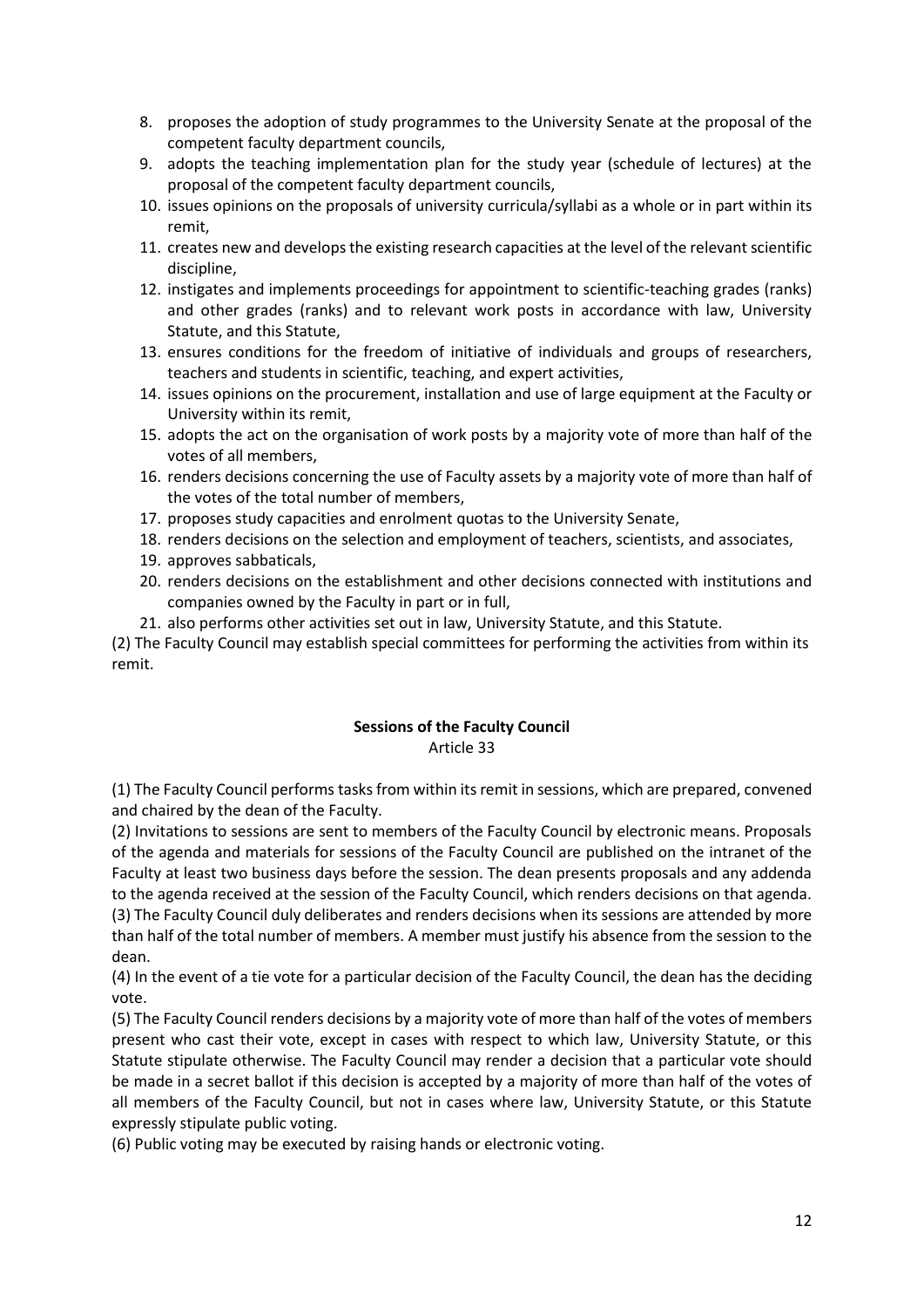8. proposes the adoption of study programmes to the University Senate at the proposal of the competent faculty department councils,
9. adopts the teaching implementation plan for the study year (schedule of lectures) at the proposal of the competent faculty department councils,
10. issues opinions on the proposals of university curricula/syllabi as a whole or in part within its remit,
11. creates new and develops the existing research capacities at the level of the relevant scientific discipline,
12. instigates and implements proceedings for appointment to scientific-teaching grades (ranks) and other grades (ranks) and to relevant work posts in accordance with law, University Statute, and this Statute,
13. ensures conditions for the freedom of initiative of individuals and groups of researchers, teachers and students in scientific, teaching, and expert activities,
14. issues opinions on the procurement, installation and use of large equipment at the Faculty or University within its remit,
15. adopts the act on the organisation of work posts by a majority vote of more than half of the votes of all members,
16. renders decisions concerning the use of Faculty assets by a majority vote of more than half of the votes of the total number of members,
17. proposes study capacities and enrolment quotas to the University Senate,
18. renders decisions on the selection and employment of teachers, scientists, and associates,
19. approves sabbaticals,
20. renders decisions on the establishment and other decisions connected with institutions and companies owned by the Faculty in part or in full,
21. also performs other activities set out in law, University Statute, and this Statute.

(2) The Faculty Council may establish special committees for performing the activities from within its remit.

**Sessions of the Faculty Council**
Article 33

(1) The Faculty Council performs tasks from within its remit in sessions, which are prepared, convened and chaired by the dean of the Faculty.
(2) Invitations to sessions are sent to members of the Faculty Council by electronic means. Proposals of the agenda and materials for sessions of the Faculty Council are published on the intranet of the Faculty at least two business days before the session. The dean presents proposals and any addenda to the agenda received at the session of the Faculty Council, which renders decisions on that agenda.
(3) The Faculty Council duly deliberates and renders decisions when its sessions are attended by more than half of the total number of members. A member must justify his absence from the session to the dean.
(4) In the event of a tie vote for a particular decision of the Faculty Council, the dean has the deciding vote.
(5) The Faculty Council renders decisions by a majority vote of more than half of the votes of members present who cast their vote, except in cases with respect to which law, University Statute, or this Statute stipulate otherwise. The Faculty Council may render a decision that a particular vote should be made in a secret ballot if this decision is accepted by a majority of more than half of the votes of all members of the Faculty Council, but not in cases where law, University Statute, or this Statute expressly stipulate public voting.
(6) Public voting may be executed by raising hands or electronic voting.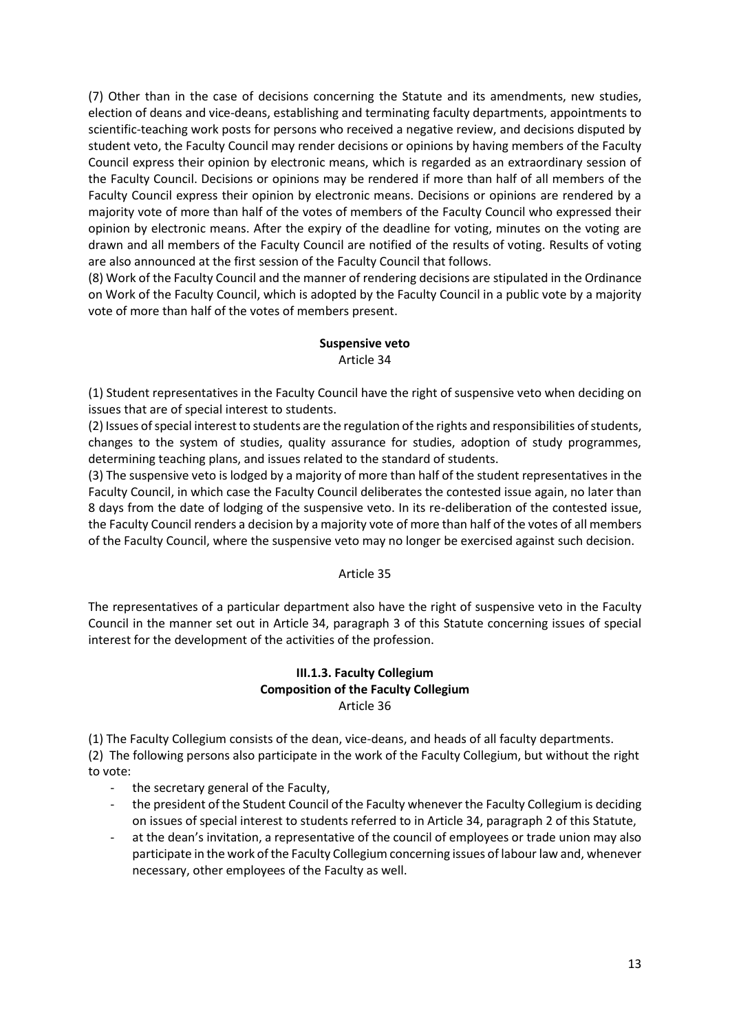(7) Other than in the case of decisions concerning the Statute and its amendments, new studies, election of deans and vice-deans, establishing and terminating faculty departments, appointments to scientific-teaching work posts for persons who received a negative review, and decisions disputed by student veto, the Faculty Council may render decisions or opinions by having members of the Faculty Council express their opinion by electronic means, which is regarded as an extraordinary session of the Faculty Council. Decisions or opinions may be rendered if more than half of all members of the Faculty Council express their opinion by electronic means. Decisions or opinions are rendered by a majority vote of more than half of the votes of members of the Faculty Council who expressed their opinion by electronic means. After the expiry of the deadline for voting, minutes on the voting are drawn and all members of the Faculty Council are notified of the results of voting. Results of voting are also announced at the first session of the Faculty Council that follows.

(8) Work of the Faculty Council and the manner of rendering decisions are stipulated in the Ordinance on Work of the Faculty Council, which is adopted by the Faculty Council in a public vote by a majority vote of more than half of the votes of members present.

**Suspensive veto**

Article 34

(1) Student representatives in the Faculty Council have the right of suspensive veto when deciding on issues that are of special interest to students.

(2) Issues of special interest to students are the regulation of the rights and responsibilities of students, changes to the system of studies, quality assurance for studies, adoption of study programmes, determining teaching plans, and issues related to the standard of students.

(3) The suspensive veto is lodged by a majority of more than half of the student representatives in the Faculty Council, in which case the Faculty Council deliberates the contested issue again, no later than 8 days from the date of lodging of the suspensive veto. In its re-deliberation of the contested issue, the Faculty Council renders a decision by a majority vote of more than half of the votes of all members of the Faculty Council, where the suspensive veto may no longer be exercised against such decision.

Article 35

The representatives of a particular department also have the right of suspensive veto in the Faculty Council in the manner set out in Article 34, paragraph 3 of this Statute concerning issues of special interest for the development of the activities of the profession.

**III.1.3. Faculty Collegium**

**Composition of the Faculty Collegium**

Article 36

(1) The Faculty Collegium consists of the dean, vice-deans, and heads of all faculty departments.

(2) The following persons also participate in the work of the Faculty Collegium, but without the right to vote:

- the secretary general of the Faculty,
- the president of the Student Council of the Faculty whenever the Faculty Collegium is deciding on issues of special interest to students referred to in Article 34, paragraph 2 of this Statute,
- at the dean's invitation, a representative of the council of employees or trade union may also participate in the work of the Faculty Collegium concerning issues of labour law and, whenever necessary, other employees of the Faculty as well.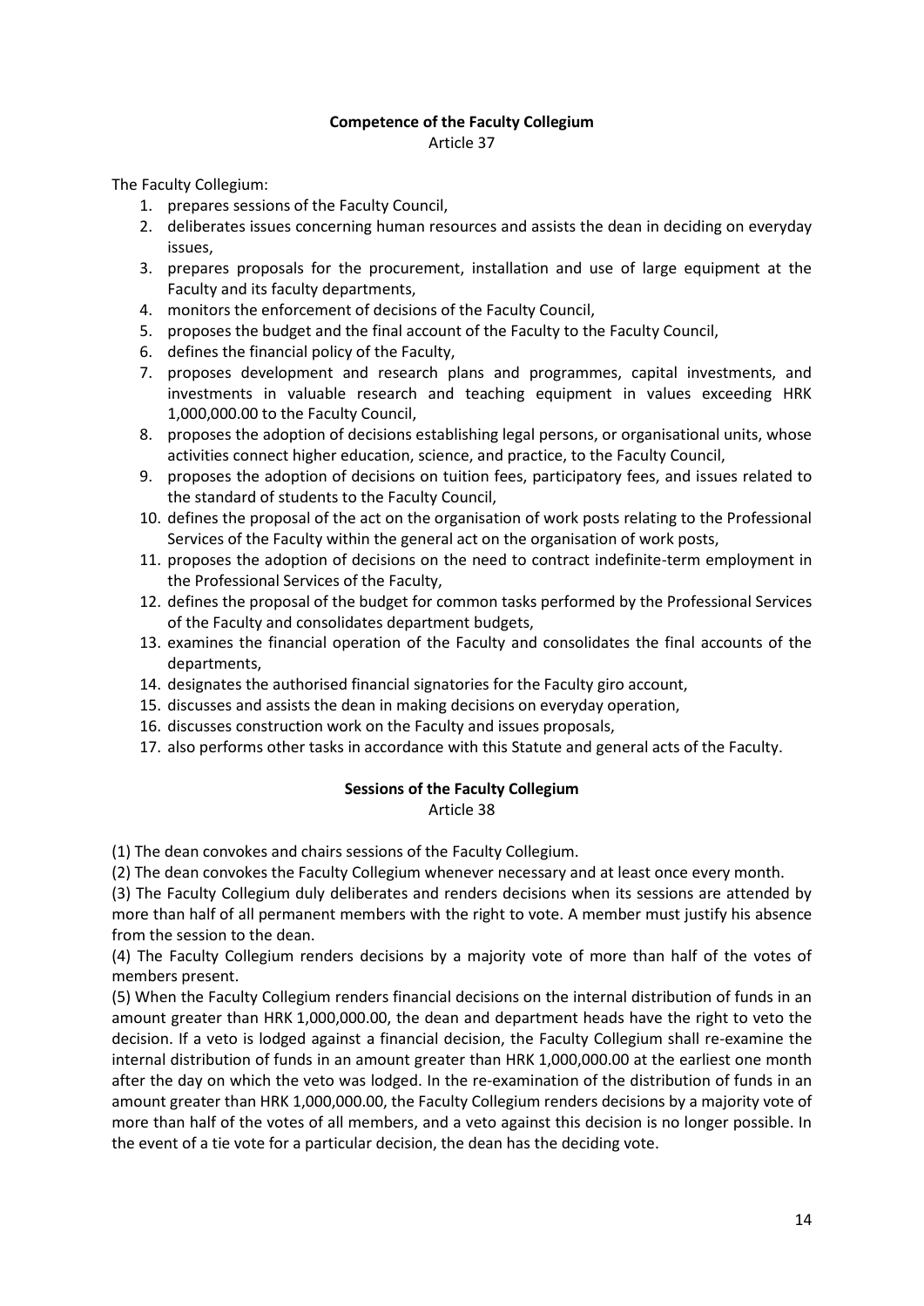### Competence of the Faculty Collegium

Article 37

The Faculty Collegium:

1. prepares sessions of the Faculty Council,
2. deliberates issues concerning human resources and assists the dean in deciding on everyday issues,
3. prepares proposals for the procurement, installation and use of large equipment at the Faculty and its faculty departments,
4. monitors the enforcement of decisions of the Faculty Council,
5. proposes the budget and the final account of the Faculty to the Faculty Council,
6. defines the financial policy of the Faculty,
7. proposes development and research plans and programmes, capital investments, and investments in valuable research and teaching equipment in values exceeding HRK 1,000,000.00 to the Faculty Council,
8. proposes the adoption of decisions establishing legal persons, or organisational units, whose activities connect higher education, science, and practice, to the Faculty Council,
9. proposes the adoption of decisions on tuition fees, participatory fees, and issues related to the standard of students to the Faculty Council,
10. defines the proposal of the act on the organisation of work posts relating to the Professional Services of the Faculty within the general act on the organisation of work posts,
11. proposes the adoption of decisions on the need to contract indefinite-term employment in the Professional Services of the Faculty,
12. defines the proposal of the budget for common tasks performed by the Professional Services of the Faculty and consolidates department budgets,
13. examines the financial operation of the Faculty and consolidates the final accounts of the departments,
14. designates the authorised financial signatories for the Faculty giro account,
15. discusses and assists the dean in making decisions on everyday operation,
16. discusses construction work on the Faculty and issues proposals,
17. also performs other tasks in accordance with this Statute and general acts of the Faculty.

### Sessions of the Faculty Collegium

Article 38

(1) The dean convokes and chairs sessions of the Faculty Collegium.

(2) The dean convokes the Faculty Collegium whenever necessary and at least once every month.

(3) The Faculty Collegium duly deliberates and renders decisions when its sessions are attended by more than half of all permanent members with the right to vote. A member must justify his absence from the session to the dean.

(4) The Faculty Collegium renders decisions by a majority vote of more than half of the votes of members present.

(5) When the Faculty Collegium renders financial decisions on the internal distribution of funds in an amount greater than HRK 1,000,000.00, the dean and department heads have the right to veto the decision. If a veto is lodged against a financial decision, the Faculty Collegium shall re-examine the internal distribution of funds in an amount greater than HRK 1,000,000.00 at the earliest one month after the day on which the veto was lodged. In the re-examination of the distribution of funds in an amount greater than HRK 1,000,000.00, the Faculty Collegium renders decisions by a majority vote of more than half of the votes of all members, and a veto against this decision is no longer possible. In the event of a tie vote for a particular decision, the dean has the deciding vote.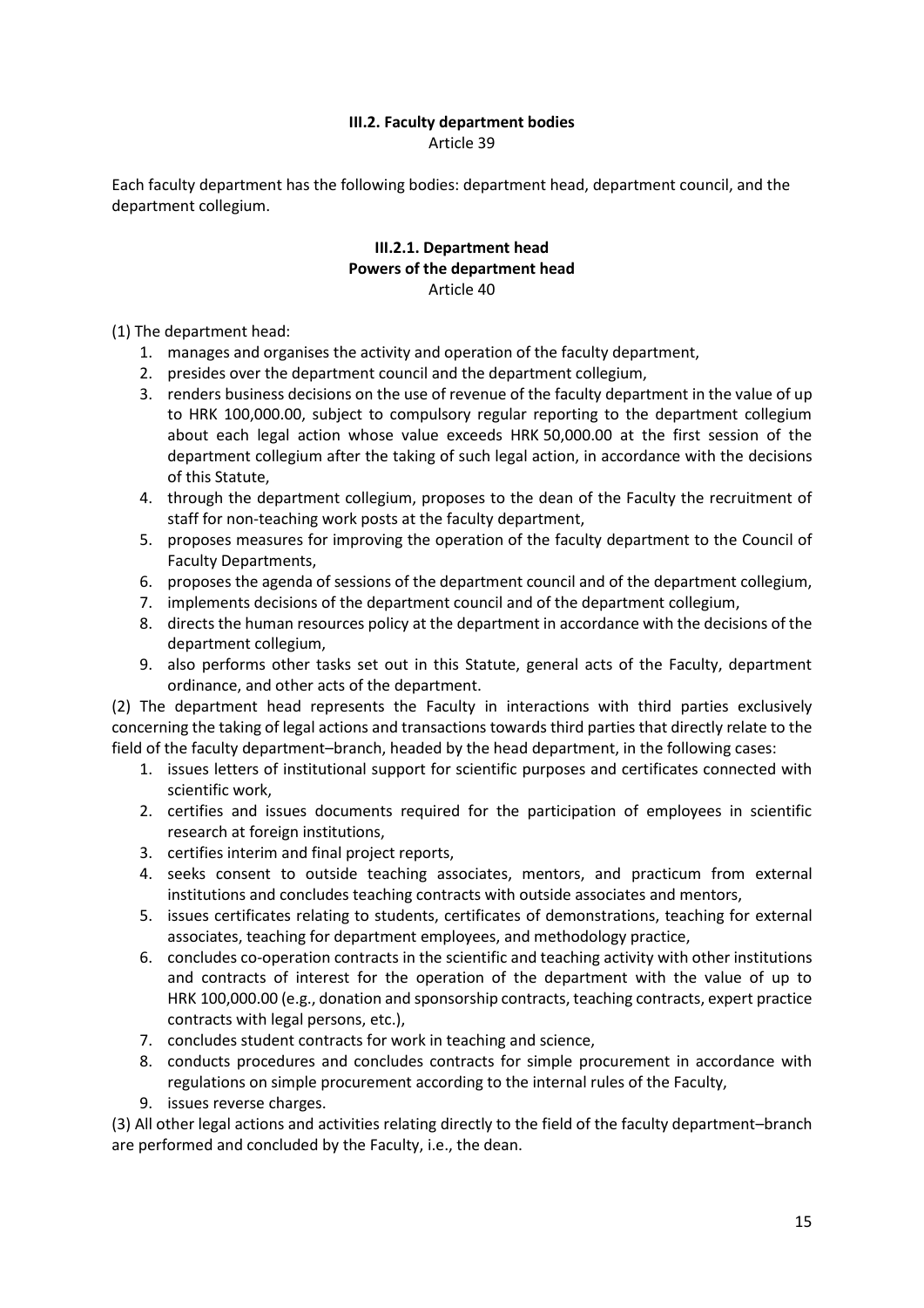### III.2. Faculty department bodies

Article 39

Each faculty department has the following bodies: department head, department council, and the department collegium.

### III.2.1. Department head

#### Powers of the department head

Article 40

(1) The department head:

1. manages and organises the activity and operation of the faculty department,
2. presides over the department council and the department collegium,
3. renders business decisions on the use of revenue of the faculty department in the value of up to HRK 100,000.00, subject to compulsory regular reporting to the department collegium about each legal action whose value exceeds HRK 50,000.00 at the first session of the department collegium after the taking of such legal action, in accordance with the decisions of this Statute,
4. through the department collegium, proposes to the dean of the Faculty the recruitment of staff for non-teaching work posts at the faculty department,
5. proposes measures for improving the operation of the faculty department to the Council of Faculty Departments,
6. proposes the agenda of sessions of the department council and of the department collegium,
7. implements decisions of the department council and of the department collegium,
8. directs the human resources policy at the department in accordance with the decisions of the department collegium,
9. also performs other tasks set out in this Statute, general acts of the Faculty, department ordinance, and other acts of the department.

(2) The department head represents the Faculty in interactions with third parties exclusively concerning the taking of legal actions and transactions towards third parties that directly relate to the field of the faculty department–branch, headed by the head department, in the following cases:

1. issues letters of institutional support for scientific purposes and certificates connected with scientific work,
2. certifies and issues documents required for the participation of employees in scientific research at foreign institutions,
3. certifies interim and final project reports,
4. seeks consent to outside teaching associates, mentors, and practicum from external institutions and concludes teaching contracts with outside associates and mentors,
5. issues certificates relating to students, certificates of demonstrations, teaching for external associates, teaching for department employees, and methodology practice,
6. concludes co-operation contracts in the scientific and teaching activity with other institutions and contracts of interest for the operation of the department with the value of up to HRK 100,000.00 (e.g., donation and sponsorship contracts, teaching contracts, expert practice contracts with legal persons, etc.),
7. concludes student contracts for work in teaching and science,
8. conducts procedures and concludes contracts for simple procurement in accordance with regulations on simple procurement according to the internal rules of the Faculty,
9. issues reverse charges.

(3) All other legal actions and activities relating directly to the field of the faculty department–branch are performed and concluded by the Faculty, i.e., the dean.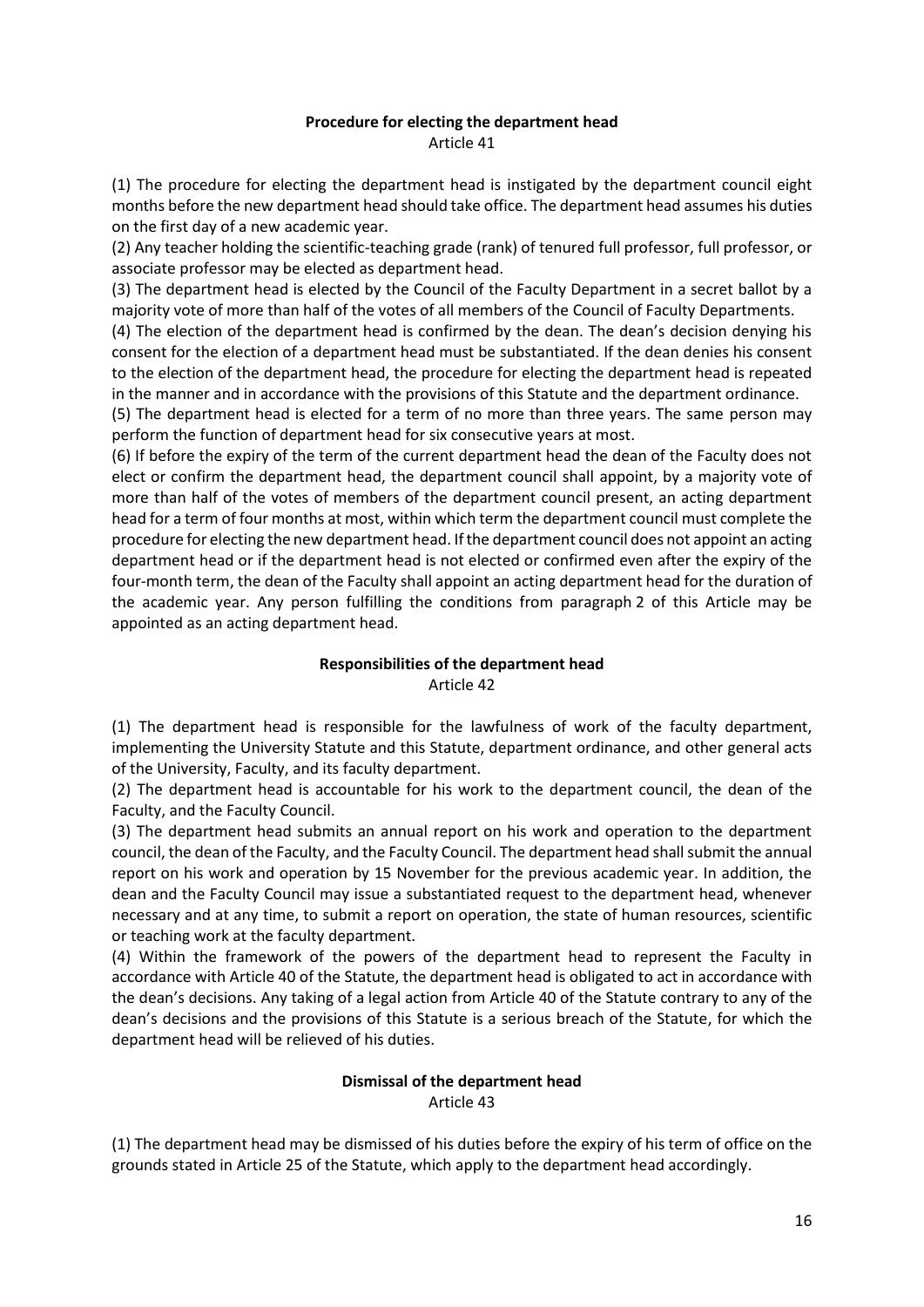**Procedure for electing the department head**
Article 41

(1) The procedure for electing the department head is instigated by the department council eight months before the new department head should take office. The department head assumes his duties on the first day of a new academic year.

(2) Any teacher holding the scientific-teaching grade (rank) of tenured full professor, full professor, or associate professor may be elected as department head.

(3) The department head is elected by the Council of the Faculty Department in a secret ballot by a majority vote of more than half of the votes of all members of the Council of Faculty Departments.

(4) The election of the department head is confirmed by the dean. The dean's decision denying his consent for the election of a department head must be substantiated. If the dean denies his consent to the election of the department head, the procedure for electing the department head is repeated in the manner and in accordance with the provisions of this Statute and the department ordinance.

(5) The department head is elected for a term of no more than three years. The same person may perform the function of department head for six consecutive years at most.

(6) If before the expiry of the term of the current department head the dean of the Faculty does not elect or confirm the department head, the department council shall appoint, by a majority vote of more than half of the votes of members of the department council present, an acting department head for a term of four months at most, within which term the department council must complete the procedure for electing the new department head. If the department council does not appoint an acting department head or if the department head is not elected or confirmed even after the expiry of the four-month term, the dean of the Faculty shall appoint an acting department head for the duration of the academic year. Any person fulfilling the conditions from paragraph 2 of this Article may be appointed as an acting department head.

**Responsibilities of the department head**
Article 42

(1) The department head is responsible for the lawfulness of work of the faculty department, implementing the University Statute and this Statute, department ordinance, and other general acts of the University, Faculty, and its faculty department.

(2) The department head is accountable for his work to the department council, the dean of the Faculty, and the Faculty Council.

(3) The department head submits an annual report on his work and operation to the department council, the dean of the Faculty, and the Faculty Council. The department head shall submit the annual report on his work and operation by 15 November for the previous academic year. In addition, the dean and the Faculty Council may issue a substantiated request to the department head, whenever necessary and at any time, to submit a report on operation, the state of human resources, scientific or teaching work at the faculty department.

(4) Within the framework of the powers of the department head to represent the Faculty in accordance with Article 40 of the Statute, the department head is obligated to act in accordance with the dean's decisions. Any taking of a legal action from Article 40 of the Statute contrary to any of the dean's decisions and the provisions of this Statute is a serious breach of the Statute, for which the department head will be relieved of his duties.

**Dismissal of the department head**
Article 43

(1) The department head may be dismissed of his duties before the expiry of his term of office on the grounds stated in Article 25 of the Statute, which apply to the department head accordingly.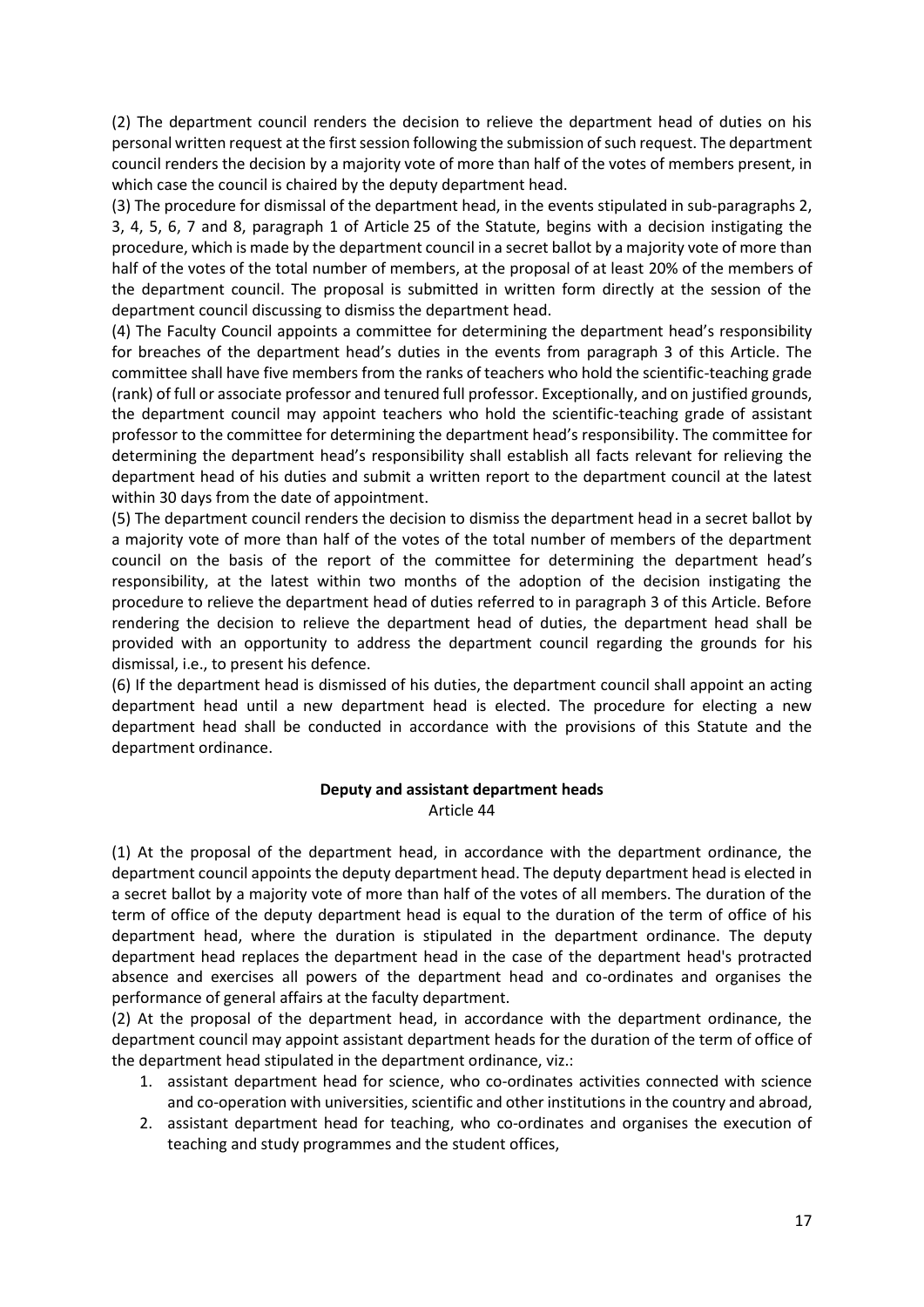(2) The department council renders the decision to relieve the department head of duties on his personal written request at the first session following the submission of such request. The department council renders the decision by a majority vote of more than half of the votes of members present, in which case the council is chaired by the deputy department head.

(3) The procedure for dismissal of the department head, in the events stipulated in sub-paragraphs 2, 3, 4, 5, 6, 7 and 8, paragraph 1 of Article 25 of the Statute, begins with a decision instigating the procedure, which is made by the department council in a secret ballot by a majority vote of more than half of the votes of the total number of members, at the proposal of at least 20% of the members of the department council. The proposal is submitted in written form directly at the session of the department council discussing to dismiss the department head.

(4) The Faculty Council appoints a committee for determining the department head's responsibility for breaches of the department head's duties in the events from paragraph 3 of this Article. The committee shall have five members from the ranks of teachers who hold the scientific-teaching grade (rank) of full or associate professor and tenured full professor. Exceptionally, and on justified grounds, the department council may appoint teachers who hold the scientific-teaching grade of assistant professor to the committee for determining the department head's responsibility. The committee for determining the department head's responsibility shall establish all facts relevant for relieving the department head of his duties and submit a written report to the department council at the latest within 30 days from the date of appointment.

(5) The department council renders the decision to dismiss the department head in a secret ballot by a majority vote of more than half of the votes of the total number of members of the department council on the basis of the report of the committee for determining the department head's responsibility, at the latest within two months of the adoption of the decision instigating the procedure to relieve the department head of duties referred to in paragraph 3 of this Article. Before rendering the decision to relieve the department head of duties, the department head shall be provided with an opportunity to address the department council regarding the grounds for his dismissal, i.e., to present his defence.

(6) If the department head is dismissed of his duties, the department council shall appoint an acting department head until a new department head is elected. The procedure for electing a new department head shall be conducted in accordance with the provisions of this Statute and the department ordinance.

### Deputy and assistant department heads

Article 44

(1) At the proposal of the department head, in accordance with the department ordinance, the department council appoints the deputy department head. The deputy department head is elected in a secret ballot by a majority vote of more than half of the votes of all members. The duration of the term of office of the deputy department head is equal to the duration of the term of office of his department head, where the duration is stipulated in the department ordinance. The deputy department head replaces the department head in the case of the department head's protracted absence and exercises all powers of the department head and co-ordinates and organises the performance of general affairs at the faculty department.

(2) At the proposal of the department head, in accordance with the department ordinance, the department council may appoint assistant department heads for the duration of the term of office of the department head stipulated in the department ordinance, viz.:

1. assistant department head for science, who co-ordinates activities connected with science and co-operation with universities, scientific and other institutions in the country and abroad,
2. assistant department head for teaching, who co-ordinates and organises the execution of teaching and study programmes and the student offices,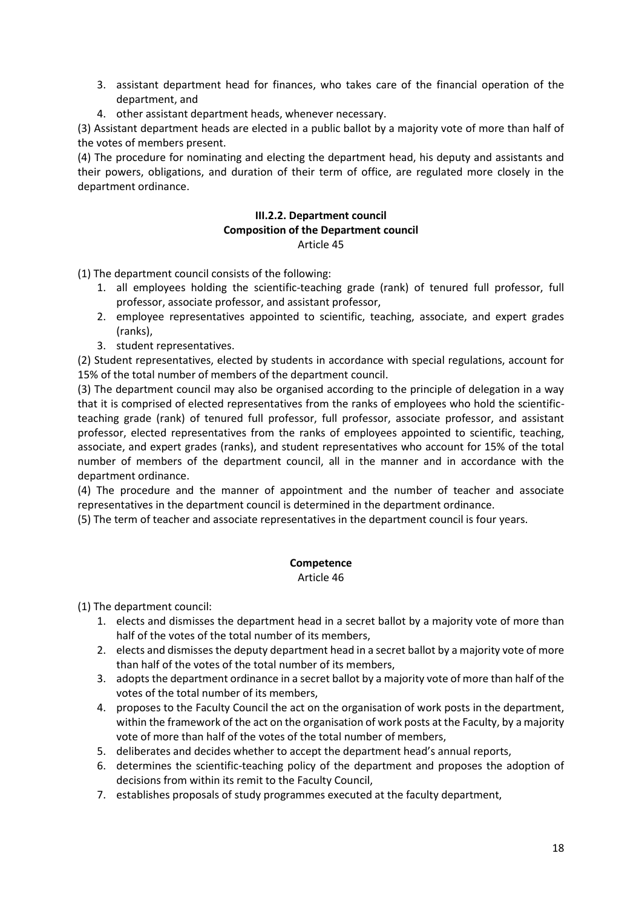3. assistant department head for finances, who takes care of the financial operation of the department, and
4. other assistant department heads, whenever necessary.

(3) Assistant department heads are elected in a public ballot by a majority vote of more than half of the votes of members present.

(4) The procedure for nominating and electing the department head, his deputy and assistants and their powers, obligations, and duration of their term of office, are regulated more closely in the department ordinance.

### III.2.2. Department council

#### Composition of the Department council

Article 45

(1) The department council consists of the following:

1. all employees holding the scientific-teaching grade (rank) of tenured full professor, full professor, associate professor, and assistant professor,
2. employee representatives appointed to scientific, teaching, associate, and expert grades (ranks),
3. student representatives.

(2) Student representatives, elected by students in accordance with special regulations, account for 15% of the total number of members of the department council.

(3) The department council may also be organised according to the principle of delegation in a way that it is comprised of elected representatives from the ranks of employees who hold the scientific-teaching grade (rank) of tenured full professor, full professor, associate professor, and assistant professor, elected representatives from the ranks of employees appointed to scientific, teaching, associate, and expert grades (ranks), and student representatives who account for 15% of the total number of members of the department council, all in the manner and in accordance with the department ordinance.

(4) The procedure and the manner of appointment and the number of teacher and associate representatives in the department council is determined in the department ordinance.

(5) The term of teacher and associate representatives in the department council is four years.

#### Competence

Article 46

(1) The department council:

1. elects and dismisses the department head in a secret ballot by a majority vote of more than half of the votes of the total number of its members,
2. elects and dismisses the deputy department head in a secret ballot by a majority vote of more than half of the votes of the total number of its members,
3. adopts the department ordinance in a secret ballot by a majority vote of more than half of the votes of the total number of its members,
4. proposes to the Faculty Council the act on the organisation of work posts in the department, within the framework of the act on the organisation of work posts at the Faculty, by a majority vote of more than half of the votes of the total number of members,
5. deliberates and decides whether to accept the department head's annual reports,
6. determines the scientific-teaching policy of the department and proposes the adoption of decisions from within its remit to the Faculty Council,
7. establishes proposals of study programmes executed at the faculty department,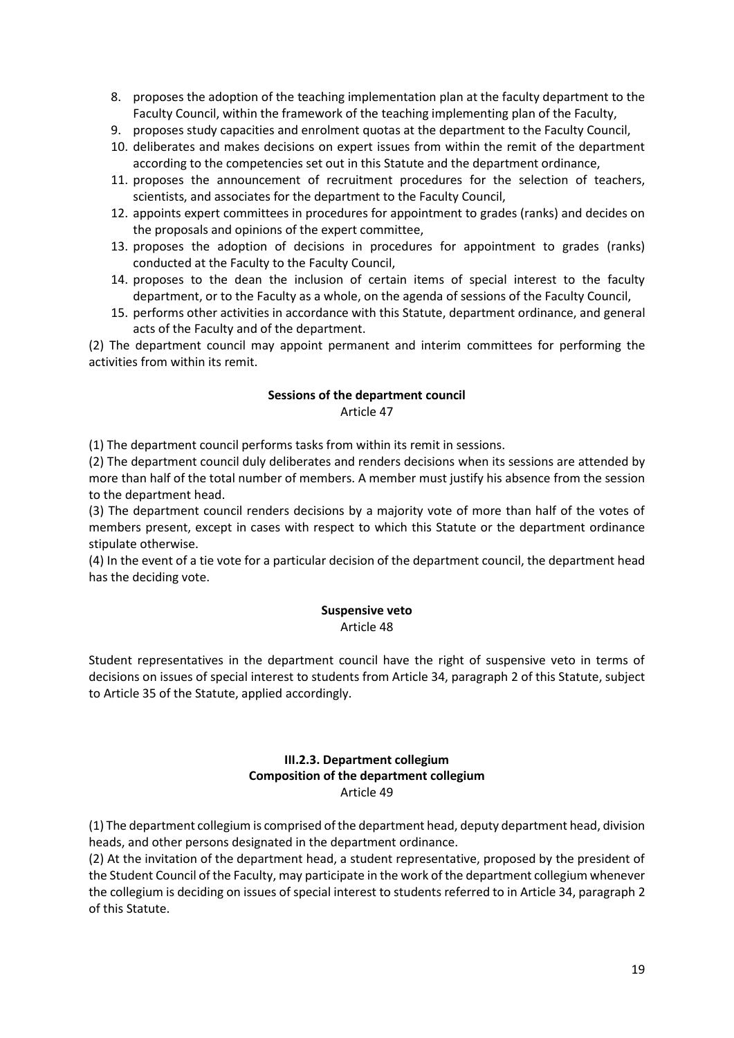8. proposes the adoption of the teaching implementation plan at the faculty department to the Faculty Council, within the framework of the teaching implementing plan of the Faculty,
9. proposes study capacities and enrolment quotas at the department to the Faculty Council,
10. deliberates and makes decisions on expert issues from within the remit of the department according to the competencies set out in this Statute and the department ordinance,
11. proposes the announcement of recruitment procedures for the selection of teachers, scientists, and associates for the department to the Faculty Council,
12. appoints expert committees in procedures for appointment to grades (ranks) and decides on the proposals and opinions of the expert committee,
13. proposes the adoption of decisions in procedures for appointment to grades (ranks) conducted at the Faculty to the Faculty Council,
14. proposes to the dean the inclusion of certain items of special interest to the faculty department, or to the Faculty as a whole, on the agenda of sessions of the Faculty Council,
15. performs other activities in accordance with this Statute, department ordinance, and general acts of the Faculty and of the department.

(2) The department council may appoint permanent and interim committees for performing the activities from within its remit.

**Sessions of the department council**
Article 47

(1) The department council performs tasks from within its remit in sessions.

(2) The department council duly deliberates and renders decisions when its sessions are attended by more than half of the total number of members. A member must justify his absence from the session to the department head.

(3) The department council renders decisions by a majority vote of more than half of the votes of members present, except in cases with respect to which this Statute or the department ordinance stipulate otherwise.

(4) In the event of a tie vote for a particular decision of the department council, the department head has the deciding vote.

**Suspensive veto**
Article 48

Student representatives in the department council have the right of suspensive veto in terms of decisions on issues of special interest to students from Article 34, paragraph 2 of this Statute, subject to Article 35 of the Statute, applied accordingly.

### III.2.3. Department collegium
**Composition of the department collegium**
Article 49

(1) The department collegium is comprised of the department head, deputy department head, division heads, and other persons designated in the department ordinance.

(2) At the invitation of the department head, a student representative, proposed by the president of the Student Council of the Faculty, may participate in the work of the department collegium whenever the collegium is deciding on issues of special interest to students referred to in Article 34, paragraph 2 of this Statute.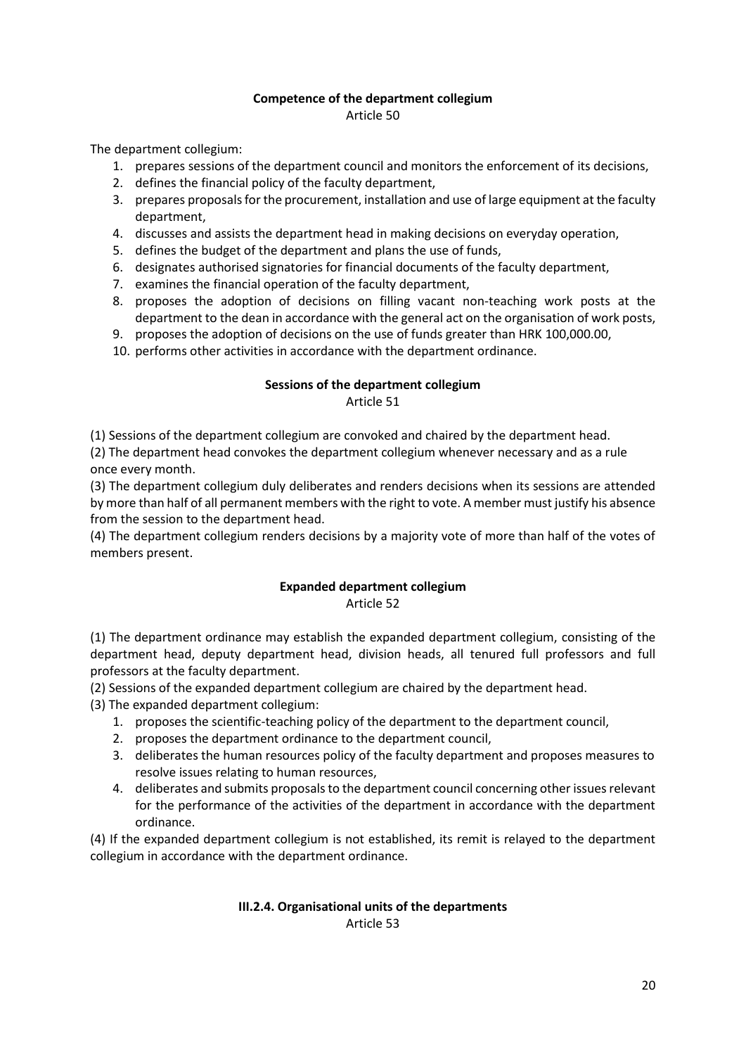**Competence of the department collegium**
Article 50

The department collegium:

1. prepares sessions of the department council and monitors the enforcement of its decisions,
2. defines the financial policy of the faculty department,
3. prepares proposals for the procurement, installation and use of large equipment at the faculty department,
4. discusses and assists the department head in making decisions on everyday operation,
5. defines the budget of the department and plans the use of funds,
6. designates authorised signatories for financial documents of the faculty department,
7. examines the financial operation of the faculty department,
8. proposes the adoption of decisions on filling vacant non-teaching work posts at the department to the dean in accordance with the general act on the organisation of work posts,
9. proposes the adoption of decisions on the use of funds greater than HRK 100,000.00,
10. performs other activities in accordance with the department ordinance.

**Sessions of the department collegium**
Article 51

(1) Sessions of the department collegium are convoked and chaired by the department head.
(2) The department head convokes the department collegium whenever necessary and as a rule once every month.
(3) The department collegium duly deliberates and renders decisions when its sessions are attended by more than half of all permanent members with the right to vote. A member must justify his absence from the session to the department head.
(4) The department collegium renders decisions by a majority vote of more than half of the votes of members present.

**Expanded department collegium**
Article 52

(1) The department ordinance may establish the expanded department collegium, consisting of the department head, deputy department head, division heads, all tenured full professors and full professors at the faculty department.
(2) Sessions of the expanded department collegium are chaired by the department head.
(3) The expanded department collegium:

1. proposes the scientific-teaching policy of the department to the department council,
2. proposes the department ordinance to the department council,
3. deliberates the human resources policy of the faculty department and proposes measures to resolve issues relating to human resources,
4. deliberates and submits proposals to the department council concerning other issues relevant for the performance of the activities of the department in accordance with the department ordinance.

(4) If the expanded department collegium is not established, its remit is relayed to the department collegium in accordance with the department ordinance.

**III.2.4. Organisational units of the departments**
Article 53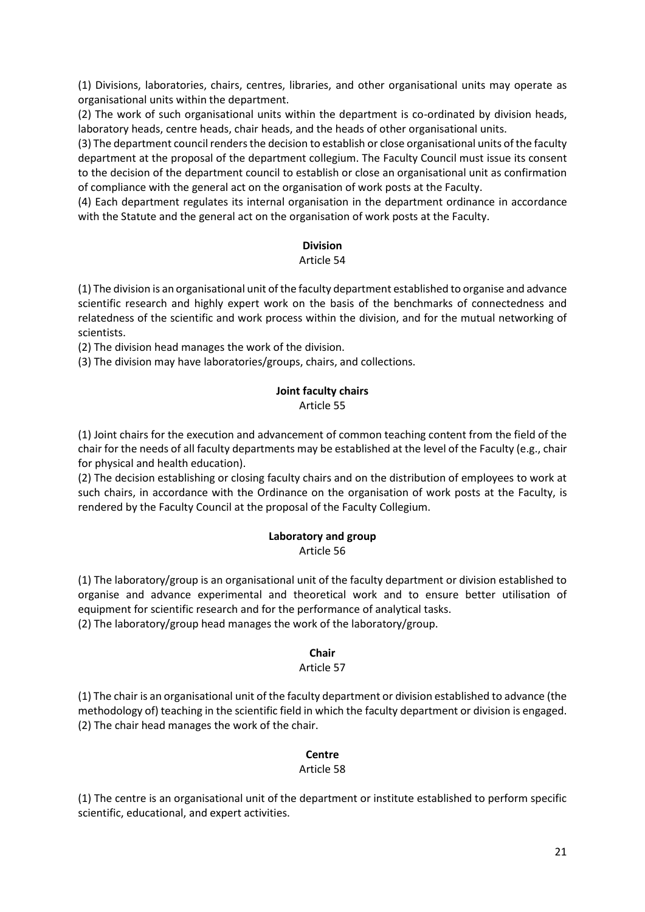(1) Divisions, laboratories, chairs, centres, libraries, and other organisational units may operate as organisational units within the department.

(2) The work of such organisational units within the department is co-ordinated by division heads, laboratory heads, centre heads, chair heads, and the heads of other organisational units.

(3) The department council renders the decision to establish or close organisational units of the faculty department at the proposal of the department collegium. The Faculty Council must issue its consent to the decision of the department council to establish or close an organisational unit as confirmation of compliance with the general act on the organisation of work posts at the Faculty.

(4) Each department regulates its internal organisation in the department ordinance in accordance with the Statute and the general act on the organisation of work posts at the Faculty.

**Division**

Article 54

(1) The division is an organisational unit of the faculty department established to organise and advance scientific research and highly expert work on the basis of the benchmarks of connectedness and relatedness of the scientific and work process within the division, and for the mutual networking of scientists.

(2) The division head manages the work of the division.

(3) The division may have laboratories/groups, chairs, and collections.

**Joint faculty chairs**

Article 55

(1) Joint chairs for the execution and advancement of common teaching content from the field of the chair for the needs of all faculty departments may be established at the level of the Faculty (e.g., chair for physical and health education).

(2) The decision establishing or closing faculty chairs and on the distribution of employees to work at such chairs, in accordance with the Ordinance on the organisation of work posts at the Faculty, is rendered by the Faculty Council at the proposal of the Faculty Collegium.

**Laboratory and group**

Article 56

(1) The laboratory/group is an organisational unit of the faculty department or division established to organise and advance experimental and theoretical work and to ensure better utilisation of equipment for scientific research and for the performance of analytical tasks.

(2) The laboratory/group head manages the work of the laboratory/group.

**Chair**

Article 57

(1) The chair is an organisational unit of the faculty department or division established to advance (the methodology of) teaching in the scientific field in which the faculty department or division is engaged.

(2) The chair head manages the work of the chair.

**Centre**

Article 58

(1) The centre is an organisational unit of the department or institute established to perform specific scientific, educational, and expert activities.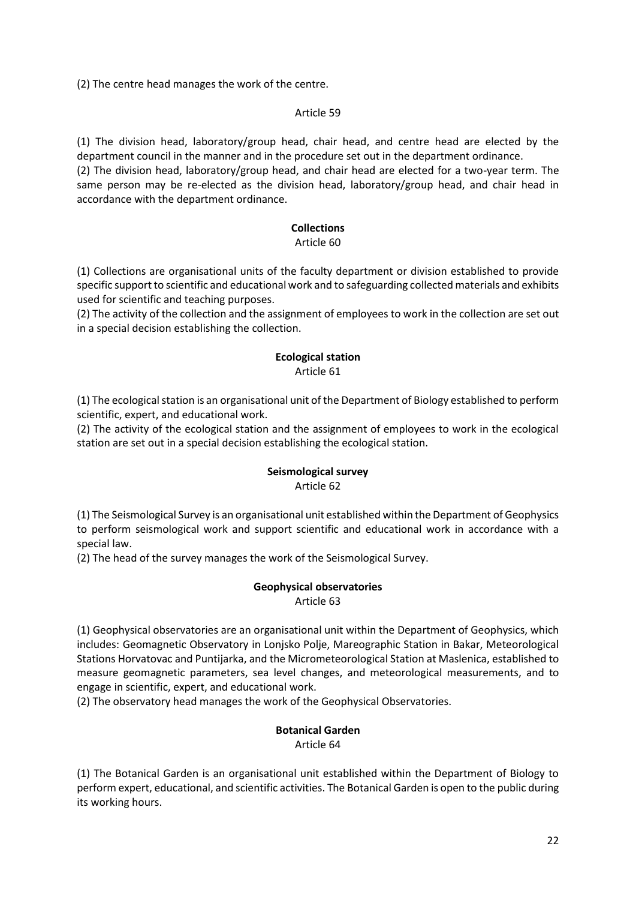(2) The centre head manages the work of the centre.

Article 59

(1) The division head, laboratory/group head, chair head, and centre head are elected by the department council in the manner and in the procedure set out in the department ordinance.
(2) The division head, laboratory/group head, and chair head are elected for a two-year term. The same person may be re-elected as the division head, laboratory/group head, and chair head in accordance with the department ordinance.

**Collections**
Article 60

(1) Collections are organisational units of the faculty department or division established to provide specific support to scientific and educational work and to safeguarding collected materials and exhibits used for scientific and teaching purposes.
(2) The activity of the collection and the assignment of employees to work in the collection are set out in a special decision establishing the collection.

**Ecological station**
Article 61

(1) The ecological station is an organisational unit of the Department of Biology established to perform scientific, expert, and educational work.
(2) The activity of the ecological station and the assignment of employees to work in the ecological station are set out in a special decision establishing the ecological station.

**Seismological survey**
Article 62

(1) The Seismological Survey is an organisational unit established within the Department of Geophysics to perform seismological work and support scientific and educational work in accordance with a special law.
(2) The head of the survey manages the work of the Seismological Survey.

**Geophysical observatories**
Article 63

(1) Geophysical observatories are an organisational unit within the Department of Geophysics, which includes: Geomagnetic Observatory in Lonjsko Polje, Mareographic Station in Bakar, Meteorological Stations Horvatovac and Puntijarka, and the Micrometeorological Station at Maslenica, established to measure geomagnetic parameters, sea level changes, and meteorological measurements, and to engage in scientific, expert, and educational work.
(2) The observatory head manages the work of the Geophysical Observatories.

**Botanical Garden**
Article 64

(1) The Botanical Garden is an organisational unit established within the Department of Biology to perform expert, educational, and scientific activities. The Botanical Garden is open to the public during its working hours.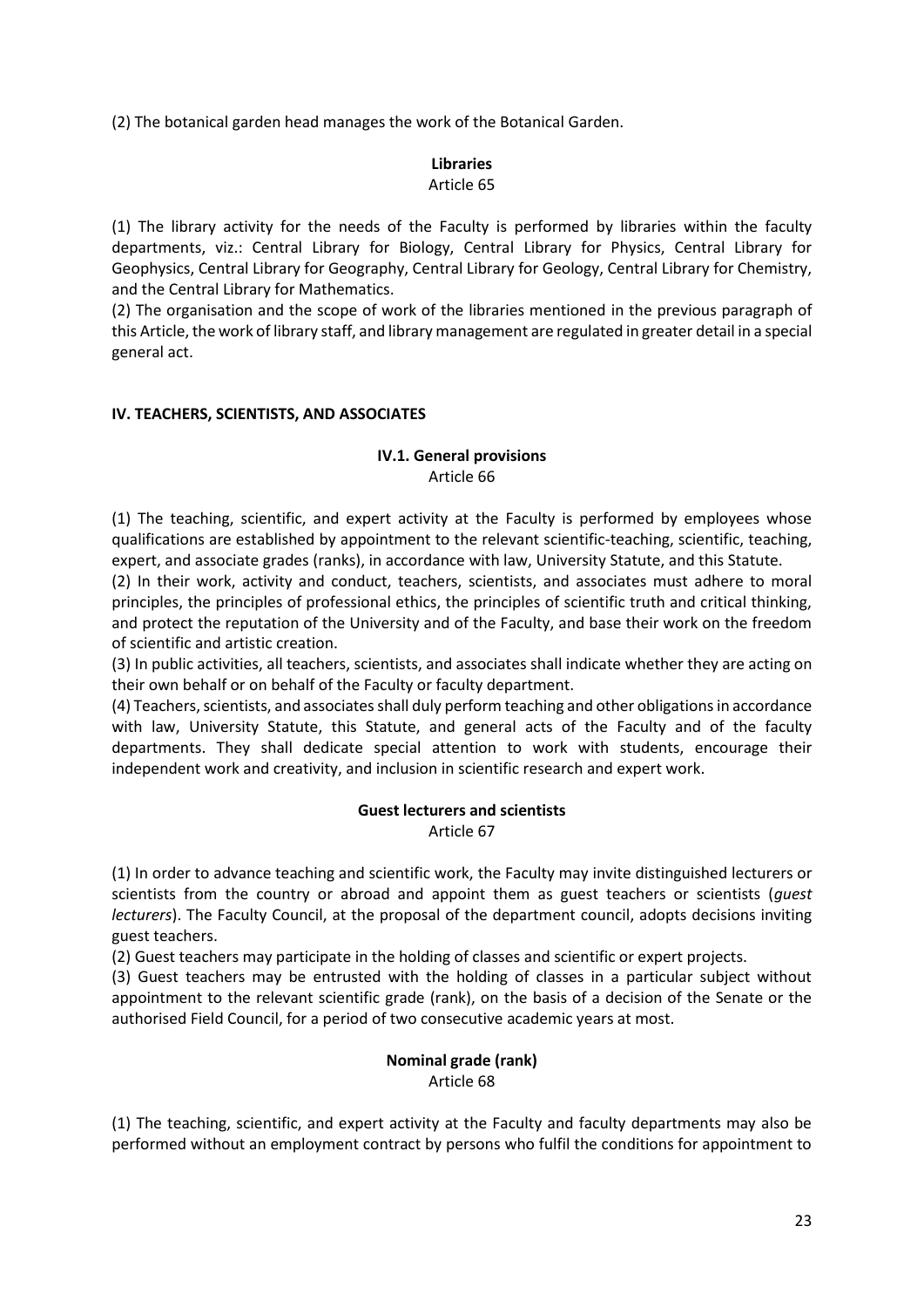(2) The botanical garden head manages the work of the Botanical Garden.

**Libraries**
Article 65

(1) The library activity for the needs of the Faculty is performed by libraries within the faculty departments, viz.: Central Library for Biology, Central Library for Physics, Central Library for Geophysics, Central Library for Geography, Central Library for Geology, Central Library for Chemistry, and the Central Library for Mathematics.
(2) The organisation and the scope of work of the libraries mentioned in the previous paragraph of this Article, the work of library staff, and library management are regulated in greater detail in a special general act.

## IV. TEACHERS, SCIENTISTS, AND ASSOCIATES

### IV.1. General provisions
Article 66

(1) The teaching, scientific, and expert activity at the Faculty is performed by employees whose qualifications are established by appointment to the relevant scientific-teaching, scientific, teaching, expert, and associate grades (ranks), in accordance with law, University Statute, and this Statute.
(2) In their work, activity and conduct, teachers, scientists, and associates must adhere to moral principles, the principles of professional ethics, the principles of scientific truth and critical thinking, and protect the reputation of the University and of the Faculty, and base their work on the freedom of scientific and artistic creation.
(3) In public activities, all teachers, scientists, and associates shall indicate whether they are acting on their own behalf or on behalf of the Faculty or faculty department.
(4) Teachers, scientists, and associates shall duly perform teaching and other obligations in accordance with law, University Statute, this Statute, and general acts of the Faculty and of the faculty departments. They shall dedicate special attention to work with students, encourage their independent work and creativity, and inclusion in scientific research and expert work.

**Guest lecturers and scientists**
Article 67

(1) In order to advance teaching and scientific work, the Faculty may invite distinguished lecturers or scientists from the country or abroad and appoint them as guest teachers or scientists (*guest lecturers*). The Faculty Council, at the proposal of the department council, adopts decisions inviting guest teachers.
(2) Guest teachers may participate in the holding of classes and scientific or expert projects.
(3) Guest teachers may be entrusted with the holding of classes in a particular subject without appointment to the relevant scientific grade (rank), on the basis of a decision of the Senate or the authorised Field Council, for a period of two consecutive academic years at most.

**Nominal grade (rank)**
Article 68

(1) The teaching, scientific, and expert activity at the Faculty and faculty departments may also be performed without an employment contract by persons who fulfil the conditions for appointment to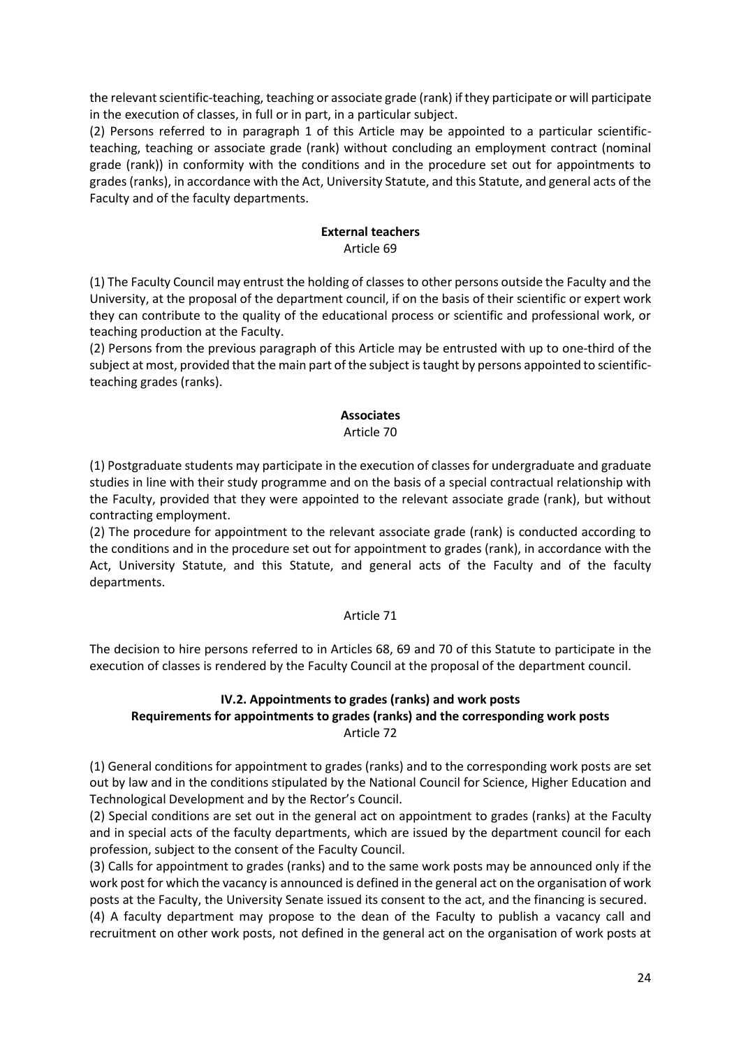the relevant scientific-teaching, teaching or associate grade (rank) if they participate or will participate in the execution of classes, in full or in part, in a particular subject.

(2) Persons referred to in paragraph 1 of this Article may be appointed to a particular scientific-teaching, teaching or associate grade (rank) without concluding an employment contract (nominal grade (rank)) in conformity with the conditions and in the procedure set out for appointments to grades (ranks), in accordance with the Act, University Statute, and this Statute, and general acts of the Faculty and of the faculty departments.

**External teachers**
Article 69

(1) The Faculty Council may entrust the holding of classes to other persons outside the Faculty and the University, at the proposal of the department council, if on the basis of their scientific or expert work they can contribute to the quality of the educational process or scientific and professional work, or teaching production at the Faculty.

(2) Persons from the previous paragraph of this Article may be entrusted with up to one-third of the subject at most, provided that the main part of the subject is taught by persons appointed to scientific-teaching grades (ranks).

**Associates**
Article 70

(1) Postgraduate students may participate in the execution of classes for undergraduate and graduate studies in line with their study programme and on the basis of a special contractual relationship with the Faculty, provided that they were appointed to the relevant associate grade (rank), but without contracting employment.

(2) The procedure for appointment to the relevant associate grade (rank) is conducted according to the conditions and in the procedure set out for appointment to grades (rank), in accordance with the Act, University Statute, and this Statute, and general acts of the Faculty and of the faculty departments.

Article 71

The decision to hire persons referred to in Articles 68, 69 and 70 of this Statute to participate in the execution of classes is rendered by the Faculty Council at the proposal of the department council.

**IV.2. Appointments to grades (ranks) and work posts**
**Requirements for appointments to grades (ranks) and the corresponding work posts**
Article 72

(1) General conditions for appointment to grades (ranks) and to the corresponding work posts are set out by law and in the conditions stipulated by the National Council for Science, Higher Education and Technological Development and by the Rector's Council.

(2) Special conditions are set out in the general act on appointment to grades (ranks) at the Faculty and in special acts of the faculty departments, which are issued by the department council for each profession, subject to the consent of the Faculty Council.

(3) Calls for appointment to grades (ranks) and to the same work posts may be announced only if the work post for which the vacancy is announced is defined in the general act on the organisation of work posts at the Faculty, the University Senate issued its consent to the act, and the financing is secured.

(4) A faculty department may propose to the dean of the Faculty to publish a vacancy call and recruitment on other work posts, not defined in the general act on the organisation of work posts at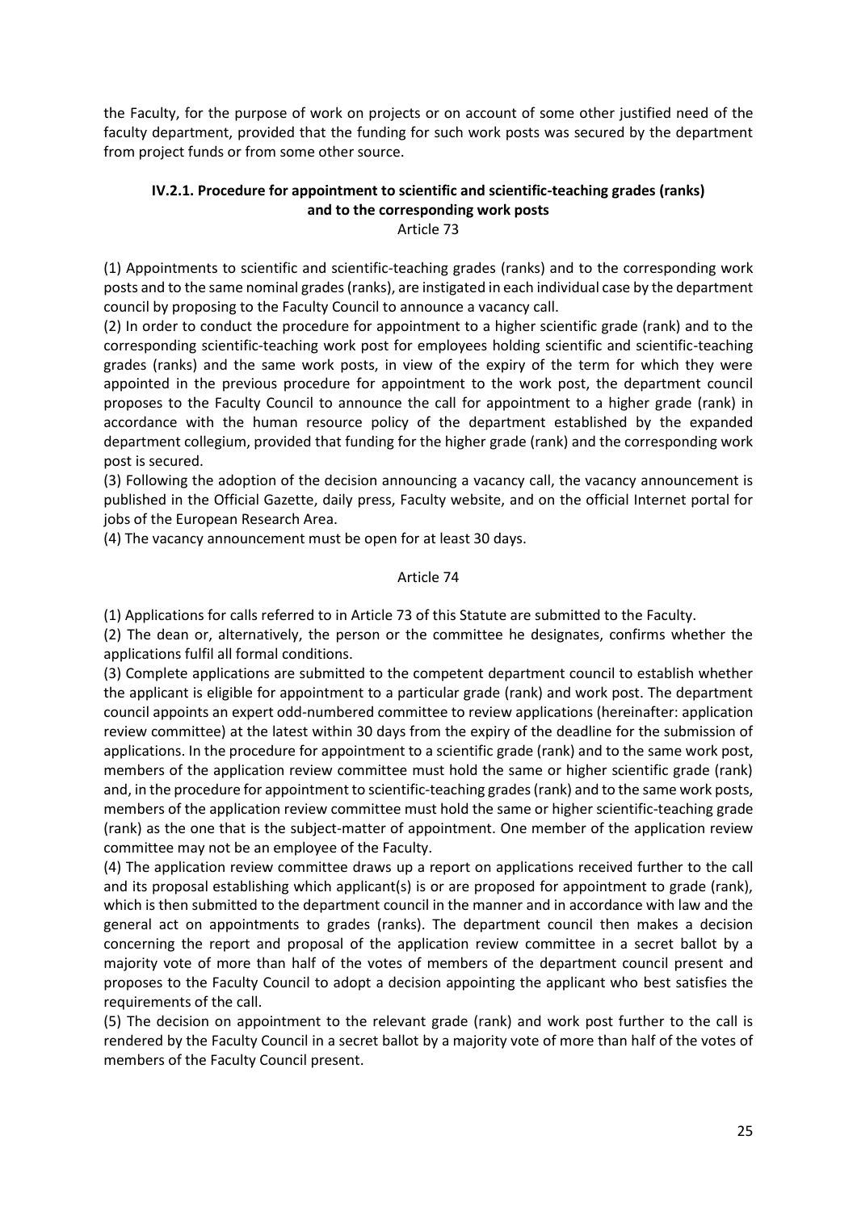the Faculty, for the purpose of work on projects or on account of some other justified need of the faculty department, provided that the funding for such work posts was secured by the department from project funds or from some other source.

### IV.2.1. Procedure for appointment to scientific and scientific-teaching grades (ranks) and to the corresponding work posts

Article 73

(1) Appointments to scientific and scientific-teaching grades (ranks) and to the corresponding work posts and to the same nominal grades (ranks), are instigated in each individual case by the department council by proposing to the Faculty Council to announce a vacancy call.

(2) In order to conduct the procedure for appointment to a higher scientific grade (rank) and to the corresponding scientific-teaching work post for employees holding scientific and scientific-teaching grades (ranks) and the same work posts, in view of the expiry of the term for which they were appointed in the previous procedure for appointment to the work post, the department council proposes to the Faculty Council to announce the call for appointment to a higher grade (rank) in accordance with the human resource policy of the department established by the expanded department collegium, provided that funding for the higher grade (rank) and the corresponding work post is secured.

(3) Following the adoption of the decision announcing a vacancy call, the vacancy announcement is published in the Official Gazette, daily press, Faculty website, and on the official Internet portal for jobs of the European Research Area.

(4) The vacancy announcement must be open for at least 30 days.

Article 74

(1) Applications for calls referred to in Article 73 of this Statute are submitted to the Faculty.

(2) The dean or, alternatively, the person or the committee he designates, confirms whether the applications fulfil all formal conditions.

(3) Complete applications are submitted to the competent department council to establish whether the applicant is eligible for appointment to a particular grade (rank) and work post. The department council appoints an expert odd-numbered committee to review applications (hereinafter: application review committee) at the latest within 30 days from the expiry of the deadline for the submission of applications. In the procedure for appointment to a scientific grade (rank) and to the same work post, members of the application review committee must hold the same or higher scientific grade (rank) and, in the procedure for appointment to scientific-teaching grades (rank) and to the same work posts, members of the application review committee must hold the same or higher scientific-teaching grade (rank) as the one that is the subject-matter of appointment. One member of the application review committee may not be an employee of the Faculty.

(4) The application review committee draws up a report on applications received further to the call and its proposal establishing which applicant(s) is or are proposed for appointment to grade (rank), which is then submitted to the department council in the manner and in accordance with law and the general act on appointments to grades (ranks). The department council then makes a decision concerning the report and proposal of the application review committee in a secret ballot by a majority vote of more than half of the votes of members of the department council present and proposes to the Faculty Council to adopt a decision appointing the applicant who best satisfies the requirements of the call.

(5) The decision on appointment to the relevant grade (rank) and work post further to the call is rendered by the Faculty Council in a secret ballot by a majority vote of more than half of the votes of members of the Faculty Council present.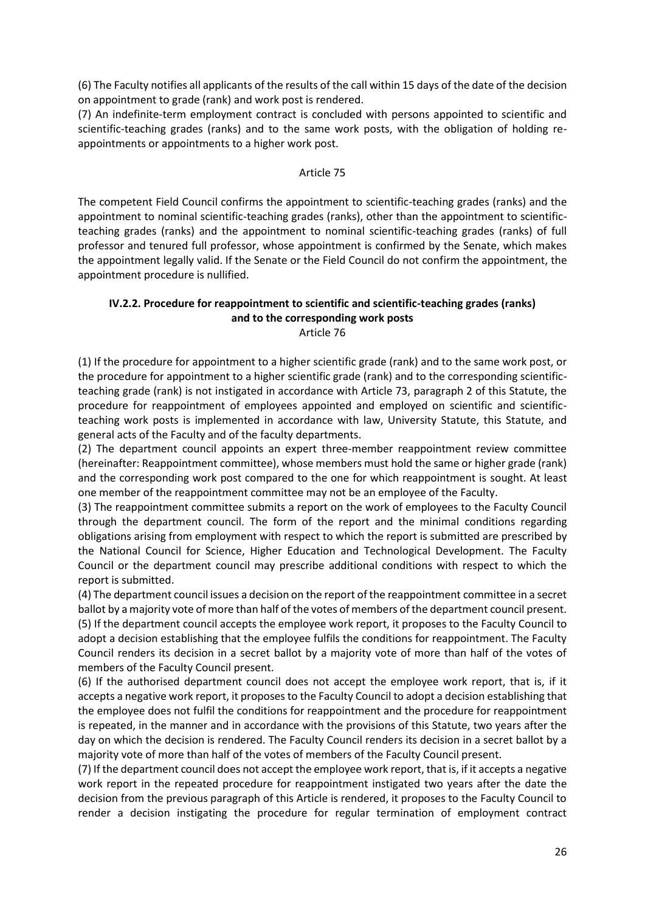(6) The Faculty notifies all applicants of the results of the call within 15 days of the date of the decision on appointment to grade (rank) and work post is rendered.

(7) An indefinite-term employment contract is concluded with persons appointed to scientific and scientific-teaching grades (ranks) and to the same work posts, with the obligation of holding re-appointments or appointments to a higher work post.

Article 75

The competent Field Council confirms the appointment to scientific-teaching grades (ranks) and the appointment to nominal scientific-teaching grades (ranks), other than the appointment to scientific-teaching grades (ranks) and the appointment to nominal scientific-teaching grades (ranks) of full professor and tenured full professor, whose appointment is confirmed by the Senate, which makes the appointment legally valid. If the Senate or the Field Council do not confirm the appointment, the appointment procedure is nullified.

### IV.2.2. Procedure for reappointment to scientific and scientific-teaching grades (ranks) and to the corresponding work posts

Article 76

(1) If the procedure for appointment to a higher scientific grade (rank) and to the same work post, or the procedure for appointment to a higher scientific grade (rank) and to the corresponding scientific-teaching grade (rank) is not instigated in accordance with Article 73, paragraph 2 of this Statute, the procedure for reappointment of employees appointed and employed on scientific and scientific-teaching work posts is implemented in accordance with law, University Statute, this Statute, and general acts of the Faculty and of the faculty departments.

(2) The department council appoints an expert three-member reappointment review committee (hereinafter: Reappointment committee), whose members must hold the same or higher grade (rank) and the corresponding work post compared to the one for which reappointment is sought. At least one member of the reappointment committee may not be an employee of the Faculty.

(3) The reappointment committee submits a report on the work of employees to the Faculty Council through the department council. The form of the report and the minimal conditions regarding obligations arising from employment with respect to which the report is submitted are prescribed by the National Council for Science, Higher Education and Technological Development. The Faculty Council or the department council may prescribe additional conditions with respect to which the report is submitted.

(4) The department council issues a decision on the report of the reappointment committee in a secret ballot by a majority vote of more than half of the votes of members of the department council present.

(5) If the department council accepts the employee work report, it proposes to the Faculty Council to adopt a decision establishing that the employee fulfils the conditions for reappointment. The Faculty Council renders its decision in a secret ballot by a majority vote of more than half of the votes of members of the Faculty Council present.

(6) If the authorised department council does not accept the employee work report, that is, if it accepts a negative work report, it proposes to the Faculty Council to adopt a decision establishing that the employee does not fulfil the conditions for reappointment and the procedure for reappointment is repeated, in the manner and in accordance with the provisions of this Statute, two years after the day on which the decision is rendered. The Faculty Council renders its decision in a secret ballot by a majority vote of more than half of the votes of members of the Faculty Council present.

(7) If the department council does not accept the employee work report, that is, if it accepts a negative work report in the repeated procedure for reappointment instigated two years after the date the decision from the previous paragraph of this Article is rendered, it proposes to the Faculty Council to render a decision instigating the procedure for regular termination of employment contract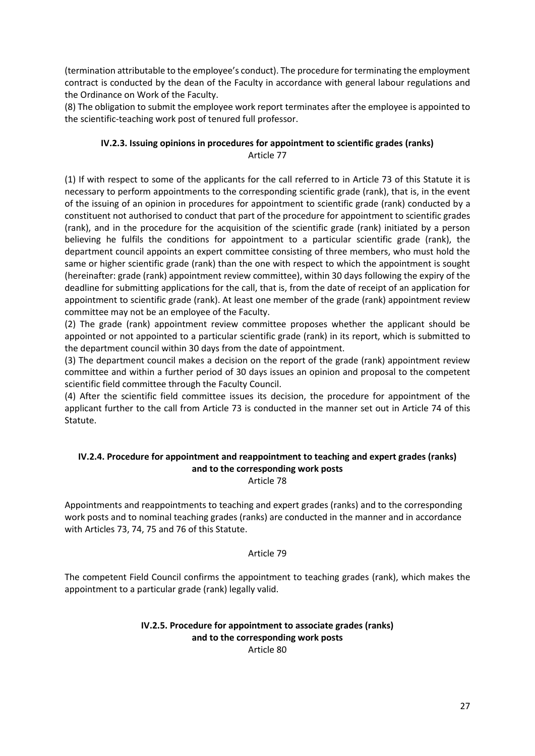(termination attributable to the employee's conduct). The procedure for terminating the employment contract is conducted by the dean of the Faculty in accordance with general labour regulations and the Ordinance on Work of the Faculty.

(8) The obligation to submit the employee work report terminates after the employee is appointed to the scientific-teaching work post of tenured full professor.

### IV.2.3. Issuing opinions in procedures for appointment to scientific grades (ranks)

Article 77

(1) If with respect to some of the applicants for the call referred to in Article 73 of this Statute it is necessary to perform appointments to the corresponding scientific grade (rank), that is, in the event of the issuing of an opinion in procedures for appointment to scientific grade (rank) conducted by a constituent not authorised to conduct that part of the procedure for appointment to scientific grades (rank), and in the procedure for the acquisition of the scientific grade (rank) initiated by a person believing he fulfils the conditions for appointment to a particular scientific grade (rank), the department council appoints an expert committee consisting of three members, who must hold the same or higher scientific grade (rank) than the one with respect to which the appointment is sought (hereinafter: grade (rank) appointment review committee), within 30 days following the expiry of the deadline for submitting applications for the call, that is, from the date of receipt of an application for appointment to scientific grade (rank). At least one member of the grade (rank) appointment review committee may not be an employee of the Faculty.

(2) The grade (rank) appointment review committee proposes whether the applicant should be appointed or not appointed to a particular scientific grade (rank) in its report, which is submitted to the department council within 30 days from the date of appointment.

(3) The department council makes a decision on the report of the grade (rank) appointment review committee and within a further period of 30 days issues an opinion and proposal to the competent scientific field committee through the Faculty Council.

(4) After the scientific field committee issues its decision, the procedure for appointment of the applicant further to the call from Article 73 is conducted in the manner set out in Article 74 of this Statute.

### IV.2.4. Procedure for appointment and reappointment to teaching and expert grades (ranks) and to the corresponding work posts

Article 78

Appointments and reappointments to teaching and expert grades (ranks) and to the corresponding work posts and to nominal teaching grades (ranks) are conducted in the manner and in accordance with Articles 73, 74, 75 and 76 of this Statute.

Article 79

The competent Field Council confirms the appointment to teaching grades (rank), which makes the appointment to a particular grade (rank) legally valid.

### IV.2.5. Procedure for appointment to associate grades (ranks) and to the corresponding work posts

Article 80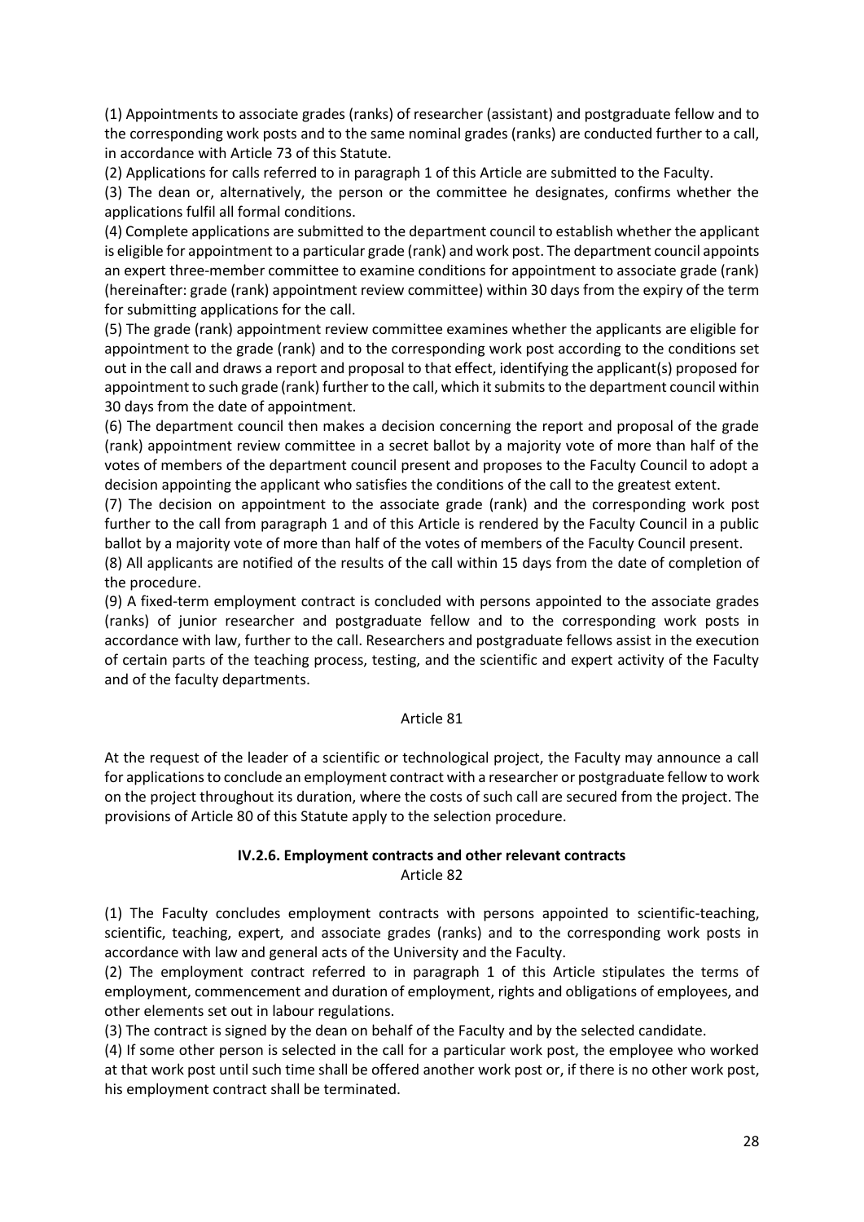(1) Appointments to associate grades (ranks) of researcher (assistant) and postgraduate fellow and to the corresponding work posts and to the same nominal grades (ranks) are conducted further to a call, in accordance with Article 73 of this Statute.

(2) Applications for calls referred to in paragraph 1 of this Article are submitted to the Faculty.

(3) The dean or, alternatively, the person or the committee he designates, confirms whether the applications fulfil all formal conditions.

(4) Complete applications are submitted to the department council to establish whether the applicant is eligible for appointment to a particular grade (rank) and work post. The department council appoints an expert three-member committee to examine conditions for appointment to associate grade (rank) (hereinafter: grade (rank) appointment review committee) within 30 days from the expiry of the term for submitting applications for the call.

(5) The grade (rank) appointment review committee examines whether the applicants are eligible for appointment to the grade (rank) and to the corresponding work post according to the conditions set out in the call and draws a report and proposal to that effect, identifying the applicant(s) proposed for appointment to such grade (rank) further to the call, which it submits to the department council within 30 days from the date of appointment.

(6) The department council then makes a decision concerning the report and proposal of the grade (rank) appointment review committee in a secret ballot by a majority vote of more than half of the votes of members of the department council present and proposes to the Faculty Council to adopt a decision appointing the applicant who satisfies the conditions of the call to the greatest extent.

(7) The decision on appointment to the associate grade (rank) and the corresponding work post further to the call from paragraph 1 and of this Article is rendered by the Faculty Council in a public ballot by a majority vote of more than half of the votes of members of the Faculty Council present.

(8) All applicants are notified of the results of the call within 15 days from the date of completion of the procedure.

(9) A fixed-term employment contract is concluded with persons appointed to the associate grades (ranks) of junior researcher and postgraduate fellow and to the corresponding work posts in accordance with law, further to the call. Researchers and postgraduate fellows assist in the execution of certain parts of the teaching process, testing, and the scientific and expert activity of the Faculty and of the faculty departments.

Article 81

At the request of the leader of a scientific or technological project, the Faculty may announce a call for applications to conclude an employment contract with a researcher or postgraduate fellow to work on the project throughout its duration, where the costs of such call are secured from the project. The provisions of Article 80 of this Statute apply to the selection procedure.

### IV.2.6. Employment contracts and other relevant contracts

Article 82

(1) The Faculty concludes employment contracts with persons appointed to scientific-teaching, scientific, teaching, expert, and associate grades (ranks) and to the corresponding work posts in accordance with law and general acts of the University and the Faculty.

(2) The employment contract referred to in paragraph 1 of this Article stipulates the terms of employment, commencement and duration of employment, rights and obligations of employees, and other elements set out in labour regulations.

(3) The contract is signed by the dean on behalf of the Faculty and by the selected candidate.

(4) If some other person is selected in the call for a particular work post, the employee who worked at that work post until such time shall be offered another work post or, if there is no other work post, his employment contract shall be terminated.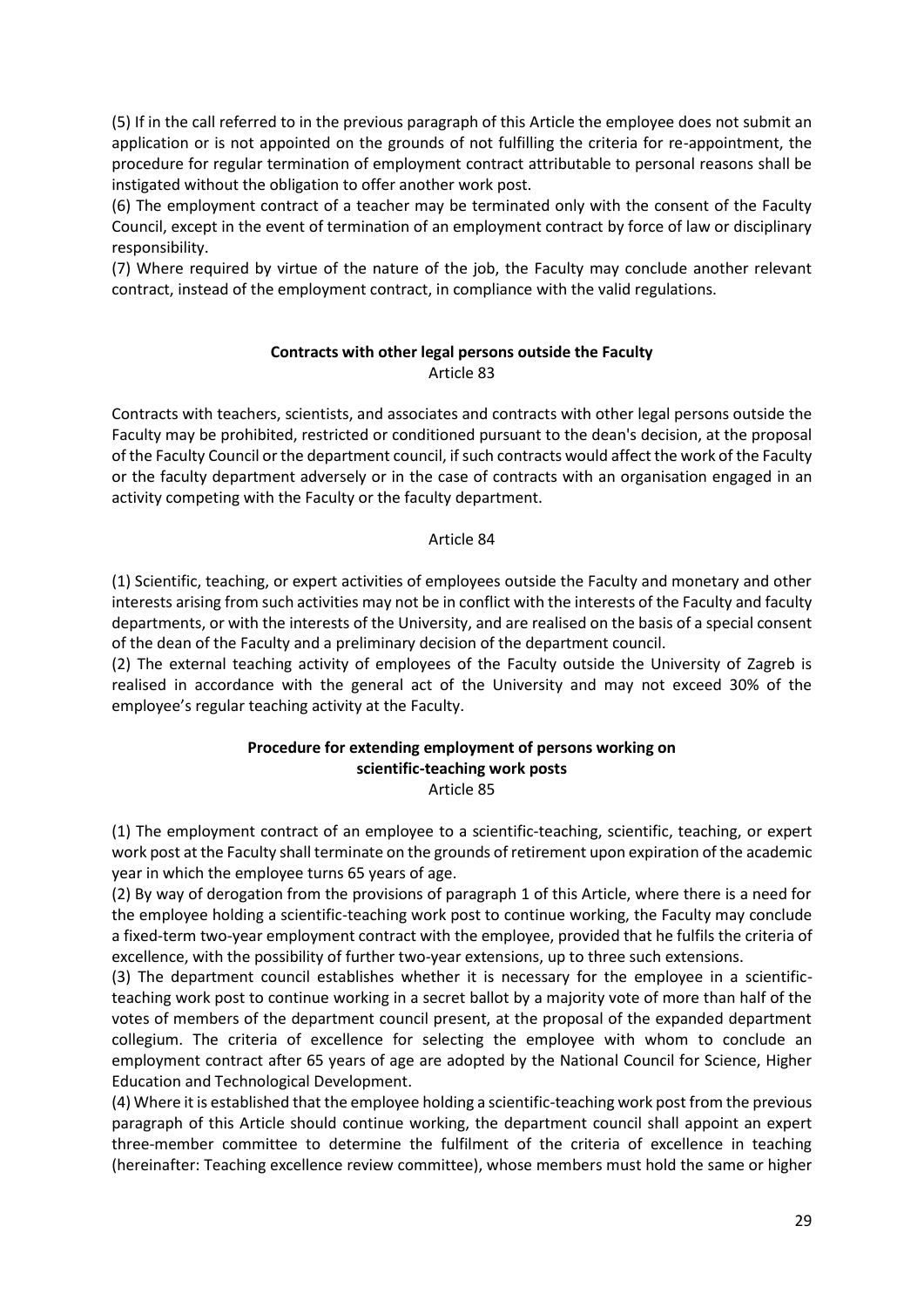(5) If in the call referred to in the previous paragraph of this Article the employee does not submit an application or is not appointed on the grounds of not fulfilling the criteria for re-appointment, the procedure for regular termination of employment contract attributable to personal reasons shall be instigated without the obligation to offer another work post.

(6) The employment contract of a teacher may be terminated only with the consent of the Faculty Council, except in the event of termination of an employment contract by force of law or disciplinary responsibility.

(7) Where required by virtue of the nature of the job, the Faculty may conclude another relevant contract, instead of the employment contract, in compliance with the valid regulations.

**Contracts with other legal persons outside the Faculty**
Article 83

Contracts with teachers, scientists, and associates and contracts with other legal persons outside the Faculty may be prohibited, restricted or conditioned pursuant to the dean's decision, at the proposal of the Faculty Council or the department council, if such contracts would affect the work of the Faculty or the faculty department adversely or in the case of contracts with an organisation engaged in an activity competing with the Faculty or the faculty department.

Article 84

(1) Scientific, teaching, or expert activities of employees outside the Faculty and monetary and other interests arising from such activities may not be in conflict with the interests of the Faculty and faculty departments, or with the interests of the University, and are realised on the basis of a special consent of the dean of the Faculty and a preliminary decision of the department council.

(2) The external teaching activity of employees of the Faculty outside the University of Zagreb is realised in accordance with the general act of the University and may not exceed 30% of the employee's regular teaching activity at the Faculty.

**Procedure for extending employment of persons working on scientific-teaching work posts**
Article 85

(1) The employment contract of an employee to a scientific-teaching, scientific, teaching, or expert work post at the Faculty shall terminate on the grounds of retirement upon expiration of the academic year in which the employee turns 65 years of age.

(2) By way of derogation from the provisions of paragraph 1 of this Article, where there is a need for the employee holding a scientific-teaching work post to continue working, the Faculty may conclude a fixed-term two-year employment contract with the employee, provided that he fulfils the criteria of excellence, with the possibility of further two-year extensions, up to three such extensions.

(3) The department council establishes whether it is necessary for the employee in a scientific-teaching work post to continue working in a secret ballot by a majority vote of more than half of the votes of members of the department council present, at the proposal of the expanded department collegium. The criteria of excellence for selecting the employee with whom to conclude an employment contract after 65 years of age are adopted by the National Council for Science, Higher Education and Technological Development.

(4) Where it is established that the employee holding a scientific-teaching work post from the previous paragraph of this Article should continue working, the department council shall appoint an expert three-member committee to determine the fulfilment of the criteria of excellence in teaching (hereinafter: Teaching excellence review committee), whose members must hold the same or higher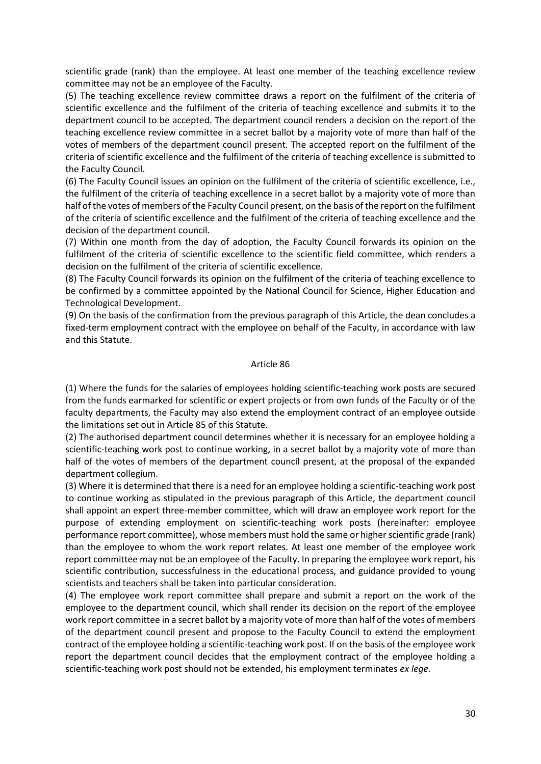scientific grade (rank) than the employee. At least one member of the teaching excellence review committee may not be an employee of the Faculty.

(5) The teaching excellence review committee draws a report on the fulfilment of the criteria of scientific excellence and the fulfilment of the criteria of teaching excellence and submits it to the department council to be accepted. The department council renders a decision on the report of the teaching excellence review committee in a secret ballot by a majority vote of more than half of the votes of members of the department council present. The accepted report on the fulfilment of the criteria of scientific excellence and the fulfilment of the criteria of teaching excellence is submitted to the Faculty Council.

(6) The Faculty Council issues an opinion on the fulfilment of the criteria of scientific excellence, i.e., the fulfilment of the criteria of teaching excellence in a secret ballot by a majority vote of more than half of the votes of members of the Faculty Council present, on the basis of the report on the fulfilment of the criteria of scientific excellence and the fulfilment of the criteria of teaching excellence and the decision of the department council.

(7) Within one month from the day of adoption, the Faculty Council forwards its opinion on the fulfilment of the criteria of scientific excellence to the scientific field committee, which renders a decision on the fulfilment of the criteria of scientific excellence.

(8) The Faculty Council forwards its opinion on the fulfilment of the criteria of teaching excellence to be confirmed by a committee appointed by the National Council for Science, Higher Education and Technological Development.

(9) On the basis of the confirmation from the previous paragraph of this Article, the dean concludes a fixed-term employment contract with the employee on behalf of the Faculty, in accordance with law and this Statute.

Article 86

(1) Where the funds for the salaries of employees holding scientific-teaching work posts are secured from the funds earmarked for scientific or expert projects or from own funds of the Faculty or of the faculty departments, the Faculty may also extend the employment contract of an employee outside the limitations set out in Article 85 of this Statute.

(2) The authorised department council determines whether it is necessary for an employee holding a scientific-teaching work post to continue working, in a secret ballot by a majority vote of more than half of the votes of members of the department council present, at the proposal of the expanded department collegium.

(3) Where it is determined that there is a need for an employee holding a scientific-teaching work post to continue working as stipulated in the previous paragraph of this Article, the department council shall appoint an expert three-member committee, which will draw an employee work report for the purpose of extending employment on scientific-teaching work posts (hereinafter: employee performance report committee), whose members must hold the same or higher scientific grade (rank) than the employee to whom the work report relates. At least one member of the employee work report committee may not be an employee of the Faculty. In preparing the employee work report, his scientific contribution, successfulness in the educational process, and guidance provided to young scientists and teachers shall be taken into particular consideration.

(4) The employee work report committee shall prepare and submit a report on the work of the employee to the department council, which shall render its decision on the report of the employee work report committee in a secret ballot by a majority vote of more than half of the votes of members of the department council present and propose to the Faculty Council to extend the employment contract of the employee holding a scientific-teaching work post. If on the basis of the employee work report the department council decides that the employment contract of the employee holding a scientific-teaching work post should not be extended, his employment terminates *ex lege*.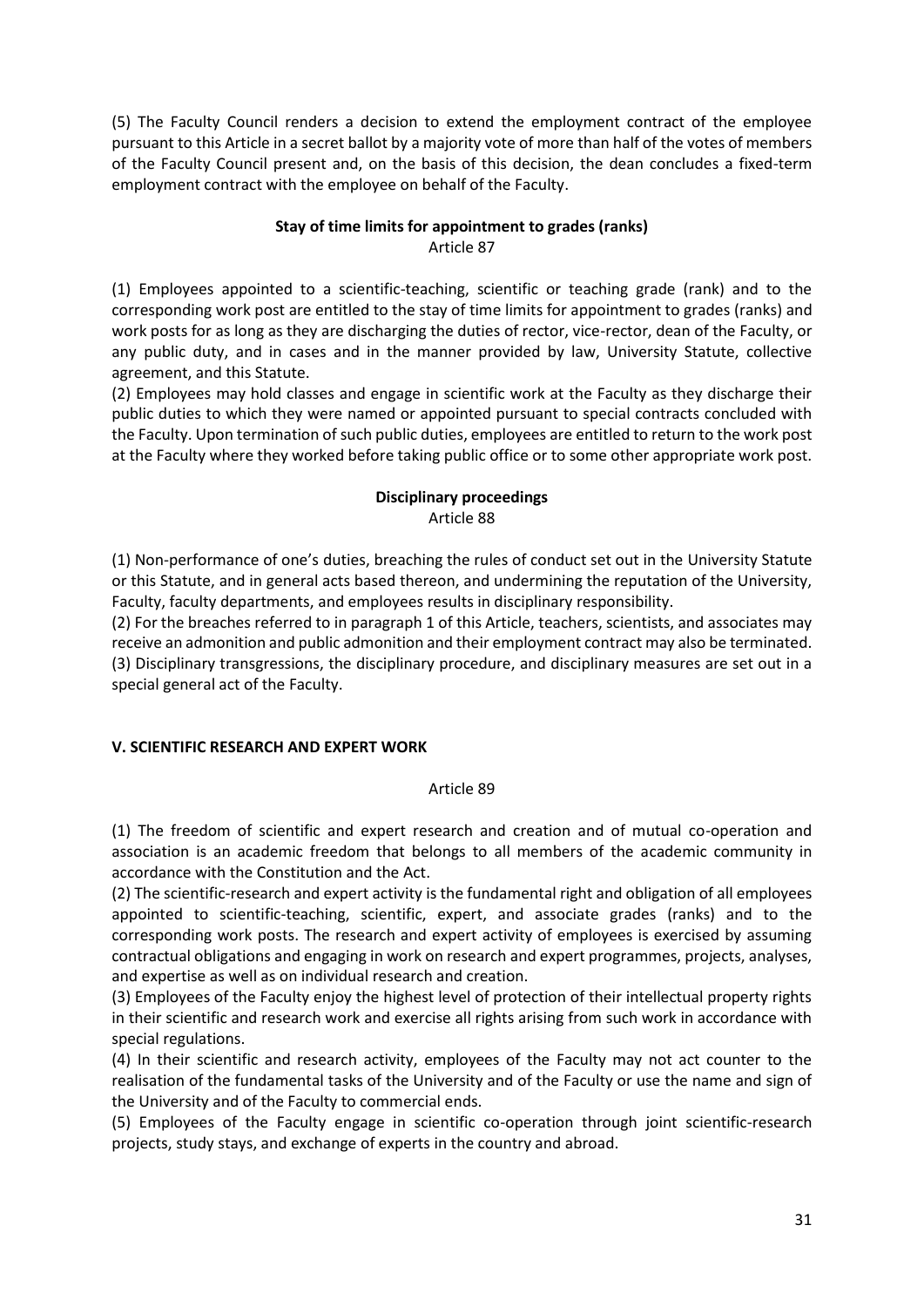(5) The Faculty Council renders a decision to extend the employment contract of the employee pursuant to this Article in a secret ballot by a majority vote of more than half of the votes of members of the Faculty Council present and, on the basis of this decision, the dean concludes a fixed-term employment contract with the employee on behalf of the Faculty.

**Stay of time limits for appointment to grades (ranks)**
Article 87

(1) Employees appointed to a scientific-teaching, scientific or teaching grade (rank) and to the corresponding work post are entitled to the stay of time limits for appointment to grades (ranks) and work posts for as long as they are discharging the duties of rector, vice-rector, dean of the Faculty, or any public duty, and in cases and in the manner provided by law, University Statute, collective agreement, and this Statute.
(2) Employees may hold classes and engage in scientific work at the Faculty as they discharge their public duties to which they were named or appointed pursuant to special contracts concluded with the Faculty. Upon termination of such public duties, employees are entitled to return to the work post at the Faculty where they worked before taking public office or to some other appropriate work post.

**Disciplinary proceedings**
Article 88

(1) Non-performance of one's duties, breaching the rules of conduct set out in the University Statute or this Statute, and in general acts based thereon, and undermining the reputation of the University, Faculty, faculty departments, and employees results in disciplinary responsibility.
(2) For the breaches referred to in paragraph 1 of this Article, teachers, scientists, and associates may receive an admonition and public admonition and their employment contract may also be terminated.
(3) Disciplinary transgressions, the disciplinary procedure, and disciplinary measures are set out in a special general act of the Faculty.

## V. SCIENTIFIC RESEARCH AND EXPERT WORK

Article 89

(1) The freedom of scientific and expert research and creation and of mutual co-operation and association is an academic freedom that belongs to all members of the academic community in accordance with the Constitution and the Act.
(2) The scientific-research and expert activity is the fundamental right and obligation of all employees appointed to scientific-teaching, scientific, expert, and associate grades (ranks) and to the corresponding work posts. The research and expert activity of employees is exercised by assuming contractual obligations and engaging in work on research and expert programmes, projects, analyses, and expertise as well as on individual research and creation.
(3) Employees of the Faculty enjoy the highest level of protection of their intellectual property rights in their scientific and research work and exercise all rights arising from such work in accordance with special regulations.
(4) In their scientific and research activity, employees of the Faculty may not act counter to the realisation of the fundamental tasks of the University and of the Faculty or use the name and sign of the University and of the Faculty to commercial ends.
(5) Employees of the Faculty engage in scientific co-operation through joint scientific-research projects, study stays, and exchange of experts in the country and abroad.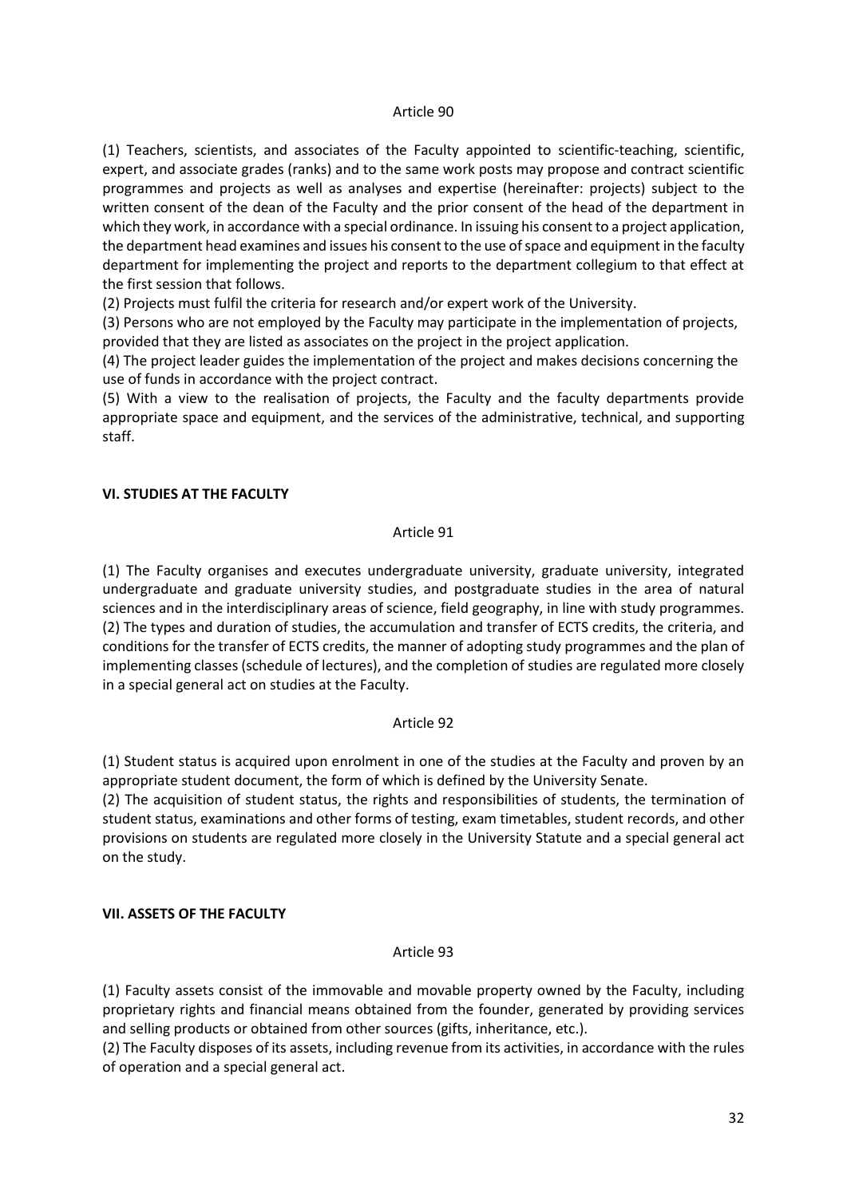Article 90

(1) Teachers, scientists, and associates of the Faculty appointed to scientific-teaching, scientific, expert, and associate grades (ranks) and to the same work posts may propose and contract scientific programmes and projects as well as analyses and expertise (hereinafter: projects) subject to the written consent of the dean of the Faculty and the prior consent of the head of the department in which they work, in accordance with a special ordinance. In issuing his consent to a project application, the department head examines and issues his consent to the use of space and equipment in the faculty department for implementing the project and reports to the department collegium to that effect at the first session that follows.

(2) Projects must fulfil the criteria for research and/or expert work of the University.

(3) Persons who are not employed by the Faculty may participate in the implementation of projects, provided that they are listed as associates on the project in the project application.

(4) The project leader guides the implementation of the project and makes decisions concerning the use of funds in accordance with the project contract.

(5) With a view to the realisation of projects, the Faculty and the faculty departments provide appropriate space and equipment, and the services of the administrative, technical, and supporting staff.

## VI. STUDIES AT THE FACULTY

Article 91

(1) The Faculty organises and executes undergraduate university, graduate university, integrated undergraduate and graduate university studies, and postgraduate studies in the area of natural sciences and in the interdisciplinary areas of science, field geography, in line with study programmes.

(2) The types and duration of studies, the accumulation and transfer of ECTS credits, the criteria, and conditions for the transfer of ECTS credits, the manner of adopting study programmes and the plan of implementing classes (schedule of lectures), and the completion of studies are regulated more closely in a special general act on studies at the Faculty.

Article 92

(1) Student status is acquired upon enrolment in one of the studies at the Faculty and proven by an appropriate student document, the form of which is defined by the University Senate.

(2) The acquisition of student status, the rights and responsibilities of students, the termination of student status, examinations and other forms of testing, exam timetables, student records, and other provisions on students are regulated more closely in the University Statute and a special general act on the study.

## VII. ASSETS OF THE FACULTY

Article 93

(1) Faculty assets consist of the immovable and movable property owned by the Faculty, including proprietary rights and financial means obtained from the founder, generated by providing services and selling products or obtained from other sources (gifts, inheritance, etc.).

(2) The Faculty disposes of its assets, including revenue from its activities, in accordance with the rules of operation and a special general act.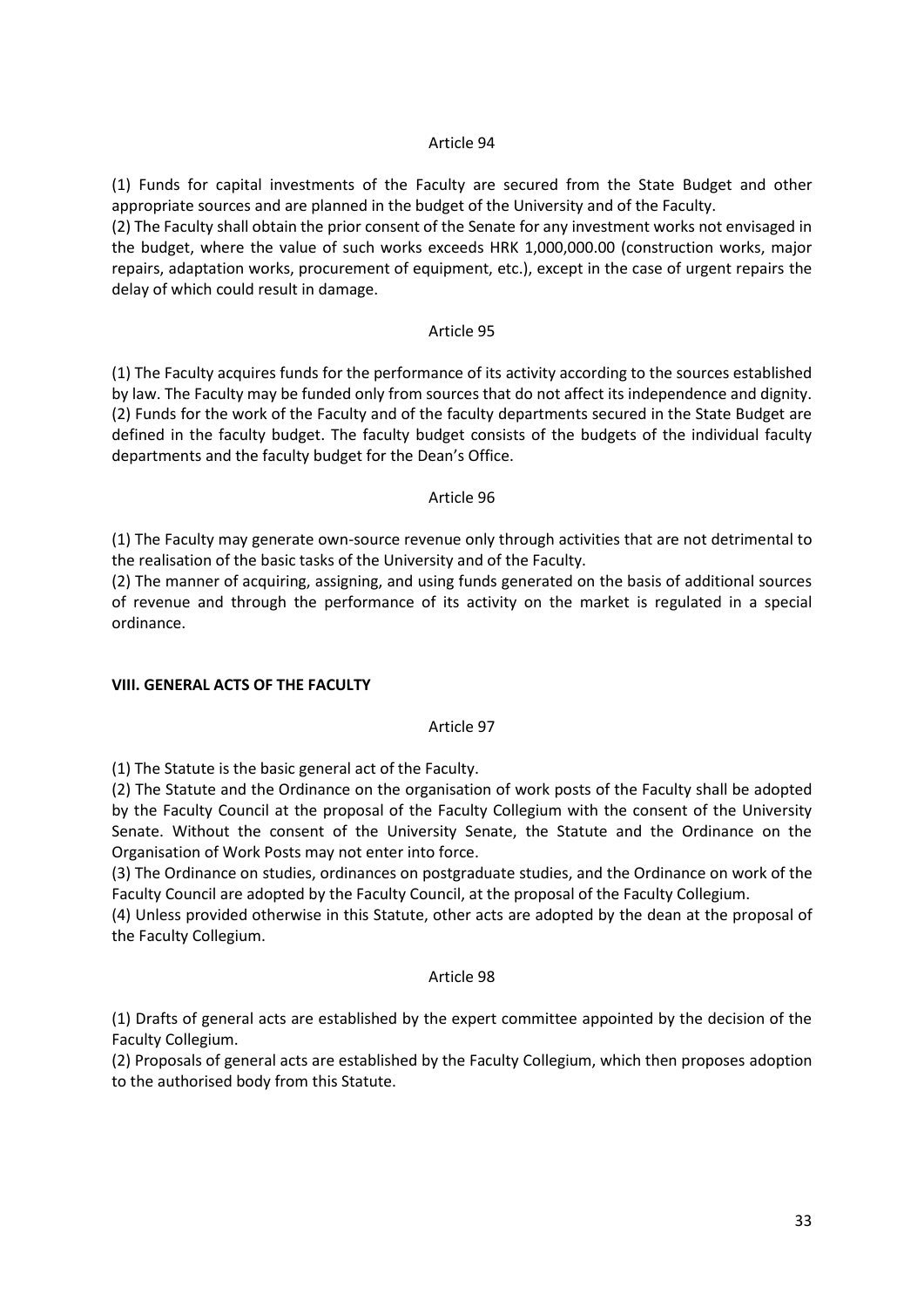Article 94

(1) Funds for capital investments of the Faculty are secured from the State Budget and other appropriate sources and are planned in the budget of the University and of the Faculty.
(2) The Faculty shall obtain the prior consent of the Senate for any investment works not envisaged in the budget, where the value of such works exceeds HRK 1,000,000.00 (construction works, major repairs, adaptation works, procurement of equipment, etc.), except in the case of urgent repairs the delay of which could result in damage.

Article 95

(1) The Faculty acquires funds for the performance of its activity according to the sources established by law. The Faculty may be funded only from sources that do not affect its independence and dignity.
(2) Funds for the work of the Faculty and of the faculty departments secured in the State Budget are defined in the faculty budget. The faculty budget consists of the budgets of the individual faculty departments and the faculty budget for the Dean's Office.

Article 96

(1) The Faculty may generate own-source revenue only through activities that are not detrimental to the realisation of the basic tasks of the University and of the Faculty.
(2) The manner of acquiring, assigning, and using funds generated on the basis of additional sources of revenue and through the performance of its activity on the market is regulated in a special ordinance.

## VIII. GENERAL ACTS OF THE FACULTY

Article 97

(1) The Statute is the basic general act of the Faculty.
(2) The Statute and the Ordinance on the organisation of work posts of the Faculty shall be adopted by the Faculty Council at the proposal of the Faculty Collegium with the consent of the University Senate. Without the consent of the University Senate, the Statute and the Ordinance on the Organisation of Work Posts may not enter into force.
(3) The Ordinance on studies, ordinances on postgraduate studies, and the Ordinance on work of the Faculty Council are adopted by the Faculty Council, at the proposal of the Faculty Collegium.
(4) Unless provided otherwise in this Statute, other acts are adopted by the dean at the proposal of the Faculty Collegium.

Article 98

(1) Drafts of general acts are established by the expert committee appointed by the decision of the Faculty Collegium.
(2) Proposals of general acts are established by the Faculty Collegium, which then proposes adoption to the authorised body from this Statute.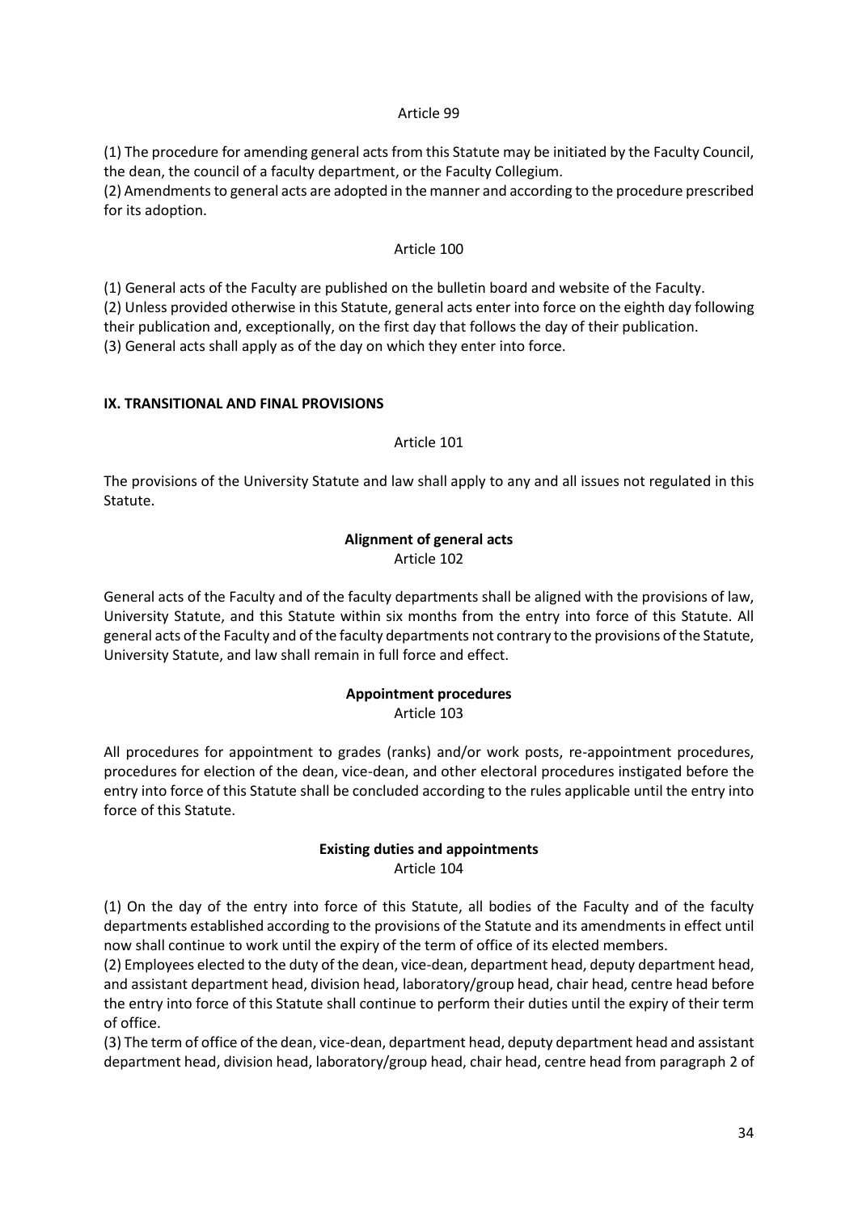Article 99

(1) The procedure for amending general acts from this Statute may be initiated by the Faculty Council, the dean, the council of a faculty department, or the Faculty Collegium.
(2) Amendments to general acts are adopted in the manner and according to the procedure prescribed for its adoption.

Article 100

(1) General acts of the Faculty are published on the bulletin board and website of the Faculty.
(2) Unless provided otherwise in this Statute, general acts enter into force on the eighth day following their publication and, exceptionally, on the first day that follows the day of their publication.
(3) General acts shall apply as of the day on which they enter into force.

## IX. TRANSITIONAL AND FINAL PROVISIONS

Article 101

The provisions of the University Statute and law shall apply to any and all issues not regulated in this Statute.

**Alignment of general acts**
Article 102

General acts of the Faculty and of the faculty departments shall be aligned with the provisions of law, University Statute, and this Statute within six months from the entry into force of this Statute. All general acts of the Faculty and of the faculty departments not contrary to the provisions of the Statute, University Statute, and law shall remain in full force and effect.

**Appointment procedures**
Article 103

All procedures for appointment to grades (ranks) and/or work posts, re-appointment procedures, procedures for election of the dean, vice-dean, and other electoral procedures instigated before the entry into force of this Statute shall be concluded according to the rules applicable until the entry into force of this Statute.

**Existing duties and appointments**
Article 104

(1) On the day of the entry into force of this Statute, all bodies of the Faculty and of the faculty departments established according to the provisions of the Statute and its amendments in effect until now shall continue to work until the expiry of the term of office of its elected members.
(2) Employees elected to the duty of the dean, vice-dean, department head, deputy department head, and assistant department head, division head, laboratory/group head, chair head, centre head before the entry into force of this Statute shall continue to perform their duties until the expiry of their term of office.
(3) The term of office of the dean, vice-dean, department head, deputy department head and assistant department head, division head, laboratory/group head, chair head, centre head from paragraph 2 of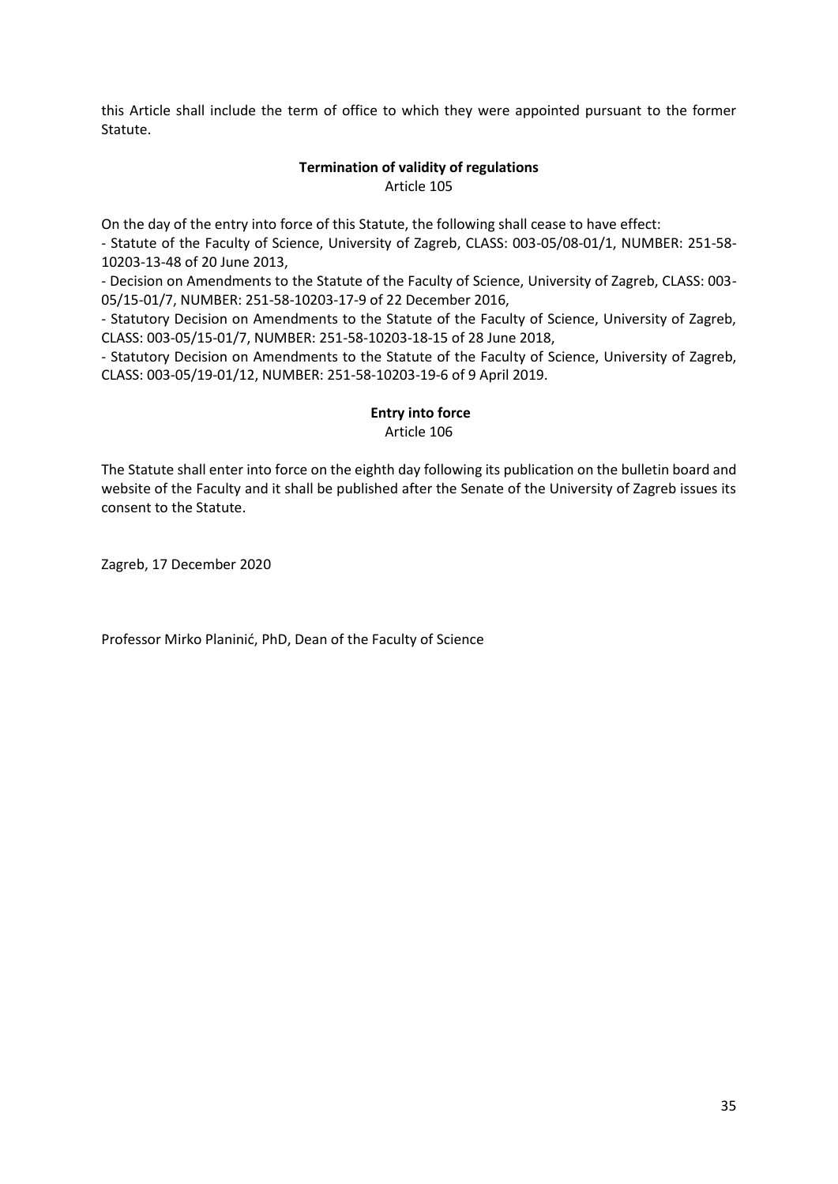this Article shall include the term of office to which they were appointed pursuant to the former Statute.

**Termination of validity of regulations**
Article 105

On the day of the entry into force of this Statute, the following shall cease to have effect:

- Statute of the Faculty of Science, University of Zagreb, CLASS: 003-05/08-01/1, NUMBER: 251-58-10203-13-48 of 20 June 2013,
- Decision on Amendments to the Statute of the Faculty of Science, University of Zagreb, CLASS: 003-05/15-01/7, NUMBER: 251-58-10203-17-9 of 22 December 2016,
- Statutory Decision on Amendments to the Statute of the Faculty of Science, University of Zagreb, CLASS: 003-05/15-01/7, NUMBER: 251-58-10203-18-15 of 28 June 2018,
- Statutory Decision on Amendments to the Statute of the Faculty of Science, University of Zagreb, CLASS: 003-05/19-01/12, NUMBER: 251-58-10203-19-6 of 9 April 2019.

**Entry into force**
Article 106

The Statute shall enter into force on the eighth day following its publication on the bulletin board and website of the Faculty and it shall be published after the Senate of the University of Zagreb issues its consent to the Statute.

Zagreb, 17 December 2020

Professor Mirko Planinić, PhD, Dean of the Faculty of Science